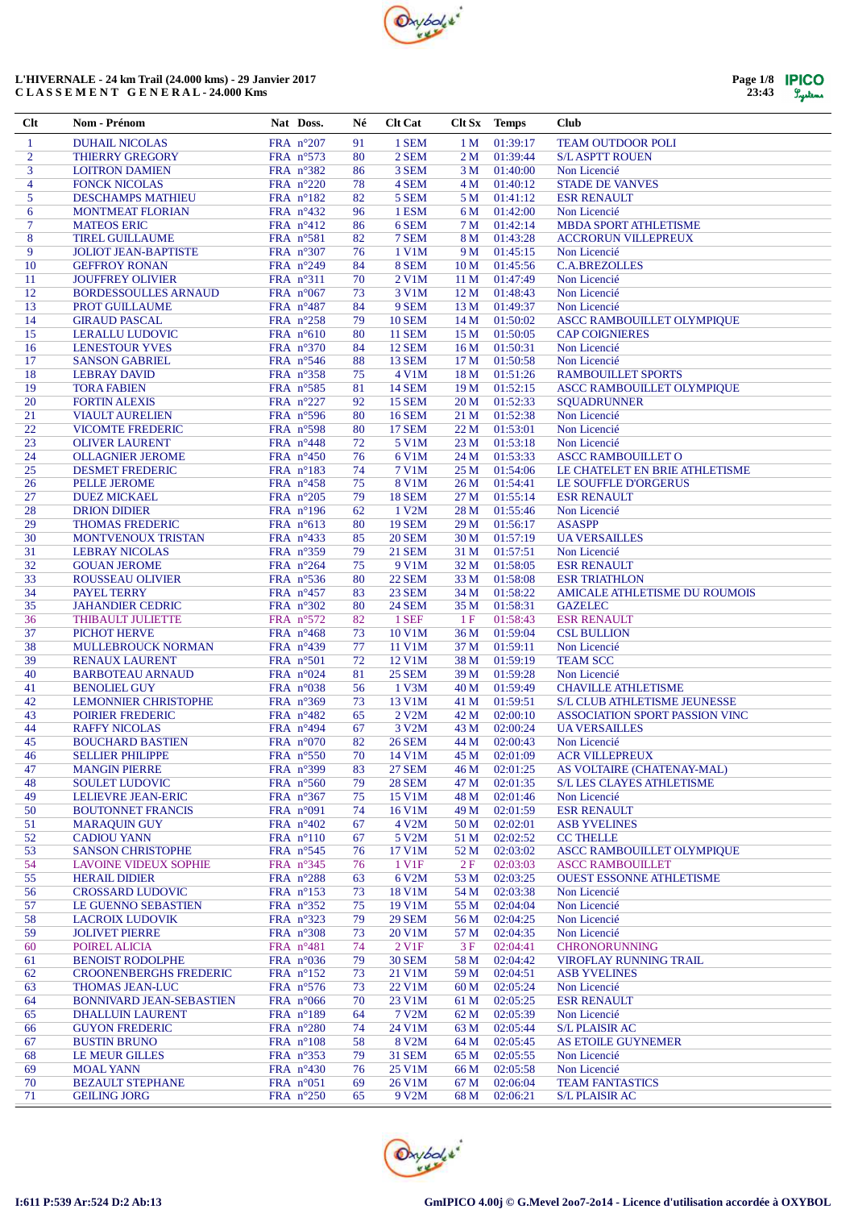# L'HIVERNALE - 24 km Trail (24.000 kms) - 29 Janvier 2017

**C L A S S E M E N T   G E N E R A L - 24.000 Kms**

| Clt | Nom - Prénom | Nat | Doss. | Né | Clt Cat | Clt Sx | Temps | Club |
|---|---|---|---|---|---|---|---|---|
| 1 | DUHAIL NICOLAS | FRA | n°207 | 91 | 1 SEM | 1 M | 01:39:17 | TEAM OUTDOOR POLI |
| 2 | THIERRY GREGORY | FRA | n°573 | 80 | 2 SEM | 2 M | 01:39:44 | S/L ASPTT ROUEN |
| 3 | LOITRON DAMIEN | FRA | n°382 | 86 | 3 SEM | 3 M | 01:40:00 | Non Licencié |
| 4 | FONCK NICOLAS | FRA | n°220 | 78 | 4 SEM | 4 M | 01:40:12 | STADE DE VANVES |
| 5 | DESCHAMPS MATHIEU | FRA | n°182 | 82 | 5 SEM | 5 M | 01:41:12 | ESR RENAULT |
| 6 | MONTMEAT FLORIAN | FRA | n°432 | 96 | 1 ESM | 6 M | 01:42:00 | Non Licencié |
| 7 | MATEOS ERIC | FRA | n°412 | 86 | 6 SEM | 7 M | 01:42:14 | MBDA SPORT ATHLETISME |
| 8 | TIREL GUILLAUME | FRA | n°581 | 82 | 7 SEM | 8 M | 01:43:28 | ACCRORUN VILLEPREUX |
| 9 | JOLIOT JEAN-BAPTISTE | FRA | n°307 | 76 | 1 V1M | 9 M | 01:45:15 | Non Licencié |
| 10 | GEFFROY RONAN | FRA | n°249 | 84 | 8 SEM | 10 M | 01:45:56 | C.A.BREZOLLES |
| 11 | JOUFFREY OLIVIER | FRA | n°311 | 70 | 2 V1M | 11 M | 01:47:49 | Non Licencié |
| 12 | BORDESSOULLES ARNAUD | FRA | n°067 | 73 | 3 V1M | 12 M | 01:48:43 | Non Licencié |
| 13 | PROT GUILLAUME | FRA | n°487 | 84 | 9 SEM | 13 M | 01:49:37 | Non Licencié |
| 14 | GIRAUD PASCAL | FRA | n°258 | 79 | 10 SEM | 14 M | 01:50:02 | ASCC RAMBOUILLET OLYMPIQUE |
| 15 | LERALLU LUDOVIC | FRA | n°610 | 80 | 11 SEM | 15 M | 01:50:05 | CAP COIGNIERES |
| 16 | LENESTOUR YVES | FRA | n°370 | 84 | 12 SEM | 16 M | 01:50:31 | Non Licencié |
| 17 | SANSON GABRIEL | FRA | n°546 | 88 | 13 SEM | 17 M | 01:50:58 | Non Licencié |
| 18 | LEBRAY DAVID | FRA | n°358 | 75 | 4 V1M | 18 M | 01:51:26 | RAMBOUILLET SPORTS |
| 19 | TORA FABIEN | FRA | n°585 | 81 | 14 SEM | 19 M | 01:52:15 | ASCC RAMBOUILLET OLYMPIQUE |
| 20 | FORTIN ALEXIS | FRA | n°227 | 92 | 15 SEM | 20 M | 01:52:33 | SQUADRUNNER |
| 21 | VIAULT AURELIEN | FRA | n°596 | 80 | 16 SEM | 21 M | 01:52:38 | Non Licencié |
| 22 | VICOMTE FREDERIC | FRA | n°598 | 80 | 17 SEM | 22 M | 01:53:01 | Non Licencié |
| 23 | OLIVER LAURENT | FRA | n°448 | 72 | 5 V1M | 23 M | 01:53:18 | Non Licencié |
| 24 | OLLAGNIER JEROME | FRA | n°450 | 76 | 6 V1M | 24 M | 01:53:33 | ASCC RAMBOUILLET O |
| 25 | DESMET FREDERIC | FRA | n°183 | 74 | 7 V1M | 25 M | 01:54:06 | LE CHATELET EN BRIE ATHLETISME |
| 26 | PELLE JEROME | FRA | n°458 | 75 | 8 V1M | 26 M | 01:54:41 | LE SOUFFLE D'ORGERUS |
| 27 | DUEZ MICKAEL | FRA | n°205 | 79 | 18 SEM | 27 M | 01:55:14 | ESR RENAULT |
| 28 | DRION DIDIER | FRA | n°196 | 62 | 1 V2M | 28 M | 01:55:46 | Non Licencié |
| 29 | THOMAS FREDERIC | FRA | n°613 | 80 | 19 SEM | 29 M | 01:56:17 | ASASPP |
| 30 | MONTVENOUX TRISTAN | FRA | n°433 | 85 | 20 SEM | 30 M | 01:57:19 | UA VERSAILLES |
| 31 | LEBRAY NICOLAS | FRA | n°359 | 79 | 21 SEM | 31 M | 01:57:51 | Non Licencié |
| 32 | GOUAN JEROME | FRA | n°264 | 75 | 9 V1M | 32 M | 01:58:05 | ESR RENAULT |
| 33 | ROUSSEAU OLIVIER | FRA | n°536 | 80 | 22 SEM | 33 M | 01:58:08 | ESR TRIATHLON |
| 34 | PAYEL TERRY | FRA | n°457 | 83 | 23 SEM | 34 M | 01:58:22 | AMICALE ATHLETISME DU ROUMOIS |
| 35 | JAHANDIER CEDRIC | FRA | n°302 | 80 | 24 SEM | 35 M | 01:58:31 | GAZELEC |
| 36 | THIBAULT JULIETTE | FRA | n°572 | 82 | 1 SEF | 1 F | 01:58:43 | ESR RENAULT |
| 37 | PICHOT HERVE | FRA | n°468 | 73 | 10 V1M | 36 M | 01:59:04 | CSL BULLION |
| 38 | MULLEBROUCK NORMAN | FRA | n°439 | 77 | 11 V1M | 37 M | 01:59:11 | Non Licencié |
| 39 | RENAUX LAURENT | FRA | n°501 | 72 | 12 V1M | 38 M | 01:59:19 | TEAM SCC |
| 40 | BARBOTEAU ARNAUD | FRA | n°024 | 81 | 25 SEM | 39 M | 01:59:28 | Non Licencié |
| 41 | BENOLIEL GUY | FRA | n°038 | 56 | 1 V3M | 40 M | 01:59:49 | CHAVILLE ATHLETISME |
| 42 | LEMONNIER CHRISTOPHE | FRA | n°369 | 73 | 13 V1M | 41 M | 01:59:51 | S/L CLUB ATHLETISME JEUNESSE |
| 43 | POIRIER FREDERIC | FRA | n°482 | 65 | 2 V2M | 42 M | 02:00:10 | ASSOCIATION SPORT PASSION VINC |
| 44 | RAFFY NICOLAS | FRA | n°494 | 67 | 3 V2M | 43 M | 02:00:24 | UA VERSAILLES |
| 45 | BOUCHARD BASTIEN | FRA | n°070 | 82 | 26 SEM | 44 M | 02:00:43 | Non Licencié |
| 46 | SELLIER PHILIPPE | FRA | n°550 | 70 | 14 V1M | 45 M | 02:01:09 | ACR VILLEPREUX |
| 47 | MANGIN PIERRE | FRA | n°399 | 83 | 27 SEM | 46 M | 02:01:25 | AS VOLTAIRE (CHATENAY-MAL) |
| 48 | SOULET LUDOVIC | FRA | n°560 | 79 | 28 SEM | 47 M | 02:01:35 | S/L LES CLAYES ATHLETISME |
| 49 | LELIEVRE JEAN-ERIC | FRA | n°367 | 75 | 15 V1M | 48 M | 02:01:46 | Non Licencié |
| 50 | BOUTONNET FRANCIS | FRA | n°091 | 74 | 16 V1M | 49 M | 02:01:59 | ESR RENAULT |
| 51 | MARAQUIN GUY | FRA | n°402 | 67 | 4 V2M | 50 M | 02:02:01 | ASB YVELINES |
| 52 | CADIOU YANN | FRA | n°110 | 67 | 5 V2M | 51 M | 02:02:52 | CC THELLE |
| 53 | SANSON CHRISTOPHE | FRA | n°545 | 76 | 17 V1M | 52 M | 02:03:02 | ASCC RAMBOUILLET OLYMPIQUE |
| 54 | LAVOINE VIDEUX SOPHIE | FRA | n°345 | 76 | 1 V1F | 2 F | 02:03:03 | ASCC RAMBOUILLET |
| 55 | HERAIL DIDIER | FRA | n°288 | 63 | 6 V2M | 53 M | 02:03:25 | OUEST ESSONNE ATHLETISME |
| 56 | CROSSARD LUDOVIC | FRA | n°153 | 73 | 18 V1M | 54 M | 02:03:38 | Non Licencié |
| 57 | LE GUENNO SEBASTIEN | FRA | n°352 | 75 | 19 V1M | 55 M | 02:04:04 | Non Licencié |
| 58 | LACROIX LUDOVIK | FRA | n°323 | 79 | 29 SEM | 56 M | 02:04:25 | Non Licencié |
| 59 | JOLIVET PIERRE | FRA | n°308 | 73 | 20 V1M | 57 M | 02:04:35 | Non Licencié |
| 60 | POIREL ALICIA | FRA | n°481 | 74 | 2 V1F | 3 F | 02:04:41 | CHRONORUNNING |
| 61 | BENOIST RODOLPHE | FRA | n°036 | 79 | 30 SEM | 58 M | 02:04:42 | VIROFLAY RUNNING TRAIL |
| 62 | CROONENBERGHS FREDERIC | FRA | n°152 | 73 | 21 V1M | 59 M | 02:04:51 | ASB YVELINES |
| 63 | THOMAS JEAN-LUC | FRA | n°576 | 73 | 22 V1M | 60 M | 02:05:24 | Non Licencié |
| 64 | BONNIVARD JEAN-SEBASTIEN | FRA | n°066 | 70 | 23 V1M | 61 M | 02:05:25 | ESR RENAULT |
| 65 | DHALLUIN LAURENT | FRA | n°189 | 64 | 7 V2M | 62 M | 02:05:39 | Non Licencié |
| 66 | GUYON FREDERIC | FRA | n°280 | 74 | 24 V1M | 63 M | 02:05:44 | S/L PLAISIR AC |
| 67 | BUSTIN BRUNO | FRA | n°108 | 58 | 8 V2M | 64 M | 02:05:45 | AS ETOILE GUYNEMER |
| 68 | LE MEUR GILLES | FRA | n°353 | 79 | 31 SEM | 65 M | 02:05:55 | Non Licencié |
| 69 | MOAL YANN | FRA | n°430 | 76 | 25 V1M | 66 M | 02:05:58 | Non Licencié |
| 70 | BEZAULT STEPHANE | FRA | n°051 | 69 | 26 V1M | 67 M | 02:06:04 | TEAM FANTASTICS |
| 71 | GEILING JORG | FRA | n°250 | 65 | 9 V2M | 68 M | 02:06:21 | S/L PLAISIR AC |

I:611 P:539 Ar:524 D:2 Ab:13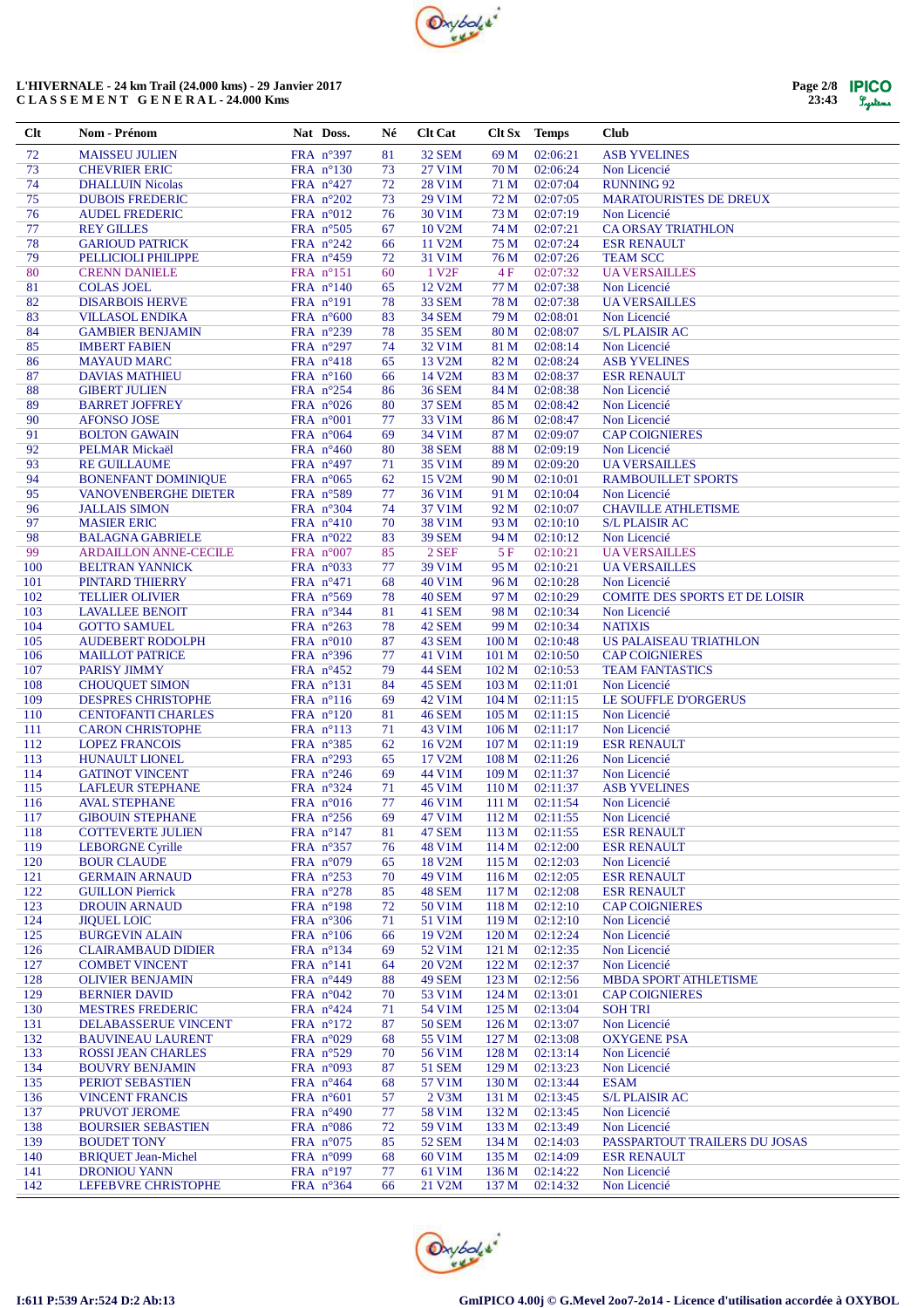# L'HIVERNALE - 24 km Trail (24.000 kms) - 29 Janvier 2017
## C L A S S E M E N T   G E N E R A L - 24.000 Kms

| Clt | Nom - Prénom | Nat | Doss. | Né | Clt Cat | Clt Sx | Temps | Club |
|---|---|---|---|---|---|---|---|---|
| 72 | MAISSEU JULIEN | FRA | n°397 | 81 | 32 SEM | 69 M | 02:06:21 | ASB YVELINES |
| 73 | CHEVRIER ERIC | FRA | n°130 | 73 | 27 V1M | 70 M | 02:06:24 | Non Licencié |
| 74 | DHALLUIN Nicolas | FRA | n°427 | 72 | 28 V1M | 71 M | 02:07:04 | RUNNING 92 |
| 75 | DUBOIS FREDERIC | FRA | n°202 | 73 | 29 V1M | 72 M | 02:07:05 | MARATOURISTES DE DREUX |
| 76 | AUDEL FREDERIC | FRA | n°012 | 76 | 30 V1M | 73 M | 02:07:19 | Non Licencié |
| 77 | REY GILLES | FRA | n°505 | 67 | 10 V2M | 74 M | 02:07:21 | CA ORSAY TRIATHLON |
| 78 | GARIOUD PATRICK | FRA | n°242 | 66 | 11 V2M | 75 M | 02:07:24 | ESR RENAULT |
| 79 | PELLICIOLI PHILIPPE | FRA | n°459 | 72 | 31 V1M | 76 M | 02:07:26 | TEAM SCC |
| 80 | CRENN DANIELE | FRA | n°151 | 60 | 1 V2F | 4 F | 02:07:32 | UA VERSAILLES |
| 81 | COLAS JOEL | FRA | n°140 | 65 | 12 V2M | 77 M | 02:07:38 | Non Licencié |
| 82 | DISARBOIS HERVE | FRA | n°191 | 78 | 33 SEM | 78 M | 02:07:38 | UA VERSAILLES |
| 83 | VILLASOL ENDIKA | FRA | n°600 | 83 | 34 SEM | 79 M | 02:08:01 | Non Licencié |
| 84 | GAMBIER BENJAMIN | FRA | n°239 | 78 | 35 SEM | 80 M | 02:08:07 | S/L PLAISIR AC |
| 85 | IMBERT FABIEN | FRA | n°297 | 74 | 32 V1M | 81 M | 02:08:14 | Non Licencié |
| 86 | MAYAUD MARC | FRA | n°418 | 65 | 13 V2M | 82 M | 02:08:24 | ASB YVELINES |
| 87 | DAVIAS MATHIEU | FRA | n°160 | 66 | 14 V2M | 83 M | 02:08:37 | ESR RENAULT |
| 88 | GIBERT JULIEN | FRA | n°254 | 86 | 36 SEM | 84 M | 02:08:38 | Non Licencié |
| 89 | BARRET JOFFREY | FRA | n°026 | 80 | 37 SEM | 85 M | 02:08:42 | Non Licencié |
| 90 | AFONSO JOSE | FRA | n°001 | 77 | 33 V1M | 86 M | 02:08:47 | Non Licencié |
| 91 | BOLTON GAWAIN | FRA | n°064 | 69 | 34 V1M | 87 M | 02:09:07 | CAP COIGNIERES |
| 92 | PELMAR Mickaël | FRA | n°460 | 80 | 38 SEM | 88 M | 02:09:19 | Non Licencié |
| 93 | RE GUILLAUME | FRA | n°497 | 71 | 35 V1M | 89 M | 02:09:20 | UA VERSAILLES |
| 94 | BONENFANT DOMINIQUE | FRA | n°065 | 62 | 15 V2M | 90 M | 02:10:01 | RAMBOUILLET SPORTS |
| 95 | VANOVENBERGHE DIETER | FRA | n°589 | 77 | 36 V1M | 91 M | 02:10:04 | Non Licencié |
| 96 | JALLAIS SIMON | FRA | n°304 | 74 | 37 V1M | 92 M | 02:10:07 | CHAVILLE ATHLETISME |
| 97 | MASIER ERIC | FRA | n°410 | 70 | 38 V1M | 93 M | 02:10:10 | S/L PLAISIR AC |
| 98 | BALAGNA GABRIELE | FRA | n°022 | 83 | 39 SEM | 94 M | 02:10:12 | Non Licencié |
| 99 | ARDAILLON ANNE-CECILE | FRA | n°007 | 85 | 2 SEF | 5 F | 02:10:21 | UA VERSAILLES |
| 100 | BELTRAN YANNICK | FRA | n°033 | 77 | 39 V1M | 95 M | 02:10:21 | UA VERSAILLES |
| 101 | PINTARD THIERRY | FRA | n°471 | 68 | 40 V1M | 96 M | 02:10:28 | Non Licencié |
| 102 | TELLIER OLIVIER | FRA | n°569 | 78 | 40 SEM | 97 M | 02:10:29 | COMITE DES SPORTS ET DE LOISIR |
| 103 | LAVALLEE BENOIT | FRA | n°344 | 81 | 41 SEM | 98 M | 02:10:34 | Non Licencié |
| 104 | GOTTO SAMUEL | FRA | n°263 | 78 | 42 SEM | 99 M | 02:10:34 | NATIXIS |
| 105 | AUDEBERT RODOLPH | FRA | n°010 | 87 | 43 SEM | 100 M | 02:10:48 | US PALAISEAU TRIATHLON |
| 106 | MAILLOT PATRICE | FRA | n°396 | 77 | 41 V1M | 101 M | 02:10:50 | CAP COIGNIERES |
| 107 | PARISY JIMMY | FRA | n°452 | 79 | 44 SEM | 102 M | 02:10:53 | TEAM FANTASTICS |
| 108 | CHOUQUET SIMON | FRA | n°131 | 84 | 45 SEM | 103 M | 02:11:01 | Non Licencié |
| 109 | DESPRES CHRISTOPHE | FRA | n°116 | 69 | 42 V1M | 104 M | 02:11:15 | LE SOUFFLE D'ORGERUS |
| 110 | CENTOFANTI CHARLES | FRA | n°120 | 81 | 46 SEM | 105 M | 02:11:15 | Non Licencié |
| 111 | CARON CHRISTOPHE | FRA | n°113 | 71 | 43 V1M | 106 M | 02:11:17 | Non Licencié |
| 112 | LOPEZ FRANCOIS | FRA | n°385 | 62 | 16 V2M | 107 M | 02:11:19 | ESR RENAULT |
| 113 | HUNAULT LIONEL | FRA | n°293 | 65 | 17 V2M | 108 M | 02:11:26 | Non Licencié |
| 114 | GATINOT VINCENT | FRA | n°246 | 69 | 44 V1M | 109 M | 02:11:37 | Non Licencié |
| 115 | LAFLEUR STEPHANE | FRA | n°324 | 71 | 45 V1M | 110 M | 02:11:37 | ASB YVELINES |
| 116 | AVAL STEPHANE | FRA | n°016 | 77 | 46 V1M | 111 M | 02:11:54 | Non Licencié |
| 117 | GIBOUIN STEPHANE | FRA | n°256 | 69 | 47 V1M | 112 M | 02:11:55 | Non Licencié |
| 118 | COTTEVERTE JULIEN | FRA | n°147 | 81 | 47 SEM | 113 M | 02:11:55 | ESR RENAULT |
| 119 | LEBORGNE Cyrille | FRA | n°357 | 76 | 48 V1M | 114 M | 02:12:00 | ESR RENAULT |
| 120 | BOUR CLAUDE | FRA | n°079 | 65 | 18 V2M | 115 M | 02:12:03 | Non Licencié |
| 121 | GERMAIN ARNAUD | FRA | n°253 | 70 | 49 V1M | 116 M | 02:12:05 | ESR RENAULT |
| 122 | GUILLON Pierrick | FRA | n°278 | 85 | 48 SEM | 117 M | 02:12:08 | ESR RENAULT |
| 123 | DROUIN ARNAUD | FRA | n°198 | 72 | 50 V1M | 118 M | 02:12:10 | CAP COIGNIERES |
| 124 | JIQUEL LOIC | FRA | n°306 | 71 | 51 V1M | 119 M | 02:12:10 | Non Licencié |
| 125 | BURGEVIN ALAIN | FRA | n°106 | 66 | 19 V2M | 120 M | 02:12:24 | Non Licencié |
| 126 | CLAIRAMBAUD DIDIER | FRA | n°134 | 69 | 52 V1M | 121 M | 02:12:35 | Non Licencié |
| 127 | COMBET VINCENT | FRA | n°141 | 64 | 20 V2M | 122 M | 02:12:37 | Non Licencié |
| 128 | OLIVIER BENJAMIN | FRA | n°449 | 88 | 49 SEM | 123 M | 02:12:56 | MBDA SPORT ATHLETISME |
| 129 | BERNIER DAVID | FRA | n°042 | 70 | 53 V1M | 124 M | 02:13:01 | CAP COIGNIERES |
| 130 | MESTRES FREDERIC | FRA | n°424 | 71 | 54 V1M | 125 M | 02:13:04 | SOH TRI |
| 131 | DELABASSERUE VINCENT | FRA | n°172 | 87 | 50 SEM | 126 M | 02:13:07 | Non Licencié |
| 132 | BAUVINEAU LAURENT | FRA | n°029 | 68 | 55 V1M | 127 M | 02:13:08 | OXYGENE PSA |
| 133 | ROSSI JEAN CHARLES | FRA | n°529 | 70 | 56 V1M | 128 M | 02:13:14 | Non Licencié |
| 134 | BOUVRY BENJAMIN | FRA | n°093 | 87 | 51 SEM | 129 M | 02:13:23 | Non Licencié |
| 135 | PERIOT SEBASTIEN | FRA | n°464 | 68 | 57 V1M | 130 M | 02:13:44 | ESAM |
| 136 | VINCENT FRANCIS | FRA | n°601 | 57 | 2 V3M | 131 M | 02:13:45 | S/L PLAISIR AC |
| 137 | PRUVOT JEROME | FRA | n°490 | 77 | 58 V1M | 132 M | 02:13:45 | Non Licencié |
| 138 | BOURSIER SEBASTIEN | FRA | n°086 | 72 | 59 V1M | 133 M | 02:13:49 | Non Licencié |
| 139 | BOUDET TONY | FRA | n°075 | 85 | 52 SEM | 134 M | 02:14:03 | PASSPARTOUT TRAILERS DU JOSAS |
| 140 | BRIQUET Jean-Michel | FRA | n°099 | 68 | 60 V1M | 135 M | 02:14:09 | ESR RENAULT |
| 141 | DRONIOU YANN | FRA | n°197 | 77 | 61 V1M | 136 M | 02:14:22 | Non Licencié |
| 142 | LEFEBVRE CHRISTOPHE | FRA | n°364 | 66 | 21 V2M | 137 M | 02:14:32 | Non Licencié |

I:611 P:539 Ar:524 D:2 Ab:13

GmIPICO 4.00j © G.Mevel 2oo7-2o14 - Licence d'utilisation accordée à OXYBOL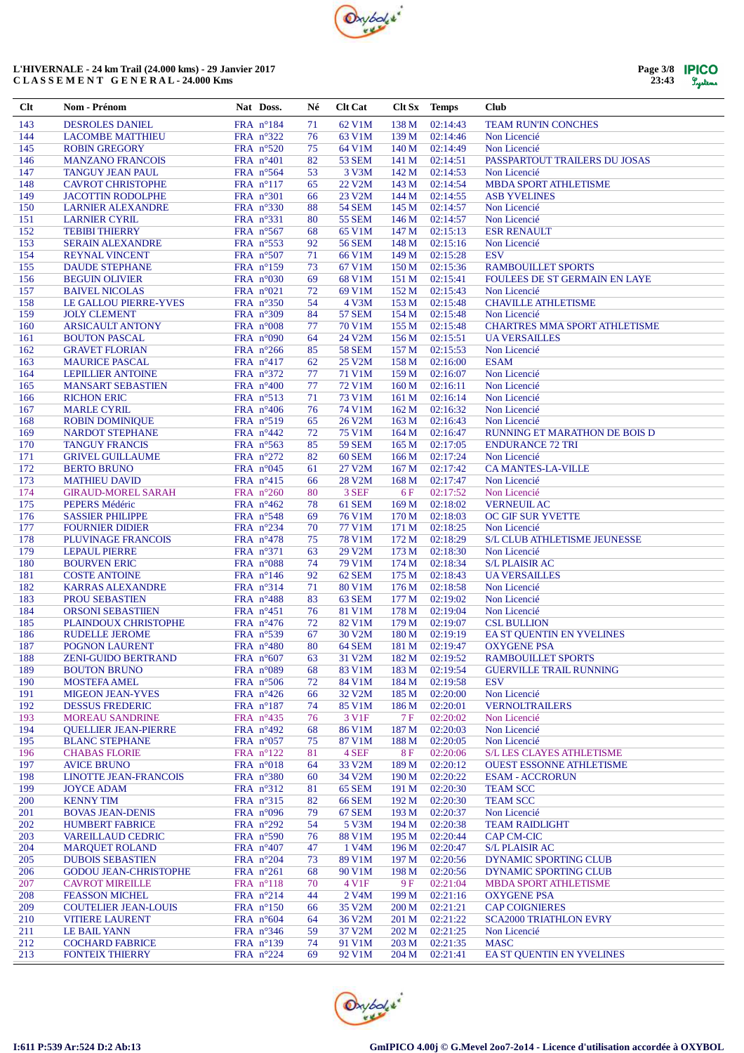L'HIVERNALE - 24 km Trail (24.000 kms) - 29 Janvier 2017
C L A S S E M E N T   G E N E R A L - 24.000 Kms

| Clt | Nom - Prénom | Nat | Doss. | Né | Clt Cat | Clt Sx | Temps | Club |
|---|---|---|---|---|---|---|---|---|
| 143 | DESROLES DANIEL | FRA | n°184 | 71 | 62 V1M | 138 M | 02:14:43 | TEAM RUN'IN CONCHES |
| 144 | LACOMBE MATTHIEU | FRA | n°322 | 76 | 63 V1M | 139 M | 02:14:46 | Non Licencié |
| 145 | ROBIN GREGORY | FRA | n°520 | 75 | 64 V1M | 140 M | 02:14:49 | Non Licencié |
| 146 | MANZANO FRANCOIS | FRA | n°401 | 82 | 53 SEM | 141 M | 02:14:51 | PASSPARTOUT TRAILERS DU JOSAS |
| 147 | TANGUY JEAN PAUL | FRA | n°564 | 53 | 3 V3M | 142 M | 02:14:53 | Non Licencié |
| 148 | CAVROT CHRISTOPHE | FRA | n°117 | 65 | 22 V2M | 143 M | 02:14:54 | MBDA SPORT ATHLETISME |
| 149 | JACOTTIN RODOLPHE | FRA | n°301 | 66 | 23 V2M | 144 M | 02:14:55 | ASB YVELINES |
| 150 | LARNIER ALEXANDRE | FRA | n°330 | 88 | 54 SEM | 145 M | 02:14:57 | Non Licencié |
| 151 | LARNIER CYRIL | FRA | n°331 | 80 | 55 SEM | 146 M | 02:14:57 | Non Licencié |
| 152 | TEBIBI THIERRY | FRA | n°567 | 68 | 65 V1M | 147 M | 02:15:13 | ESR RENAULT |
| 153 | SERAIN ALEXANDRE | FRA | n°553 | 92 | 56 SEM | 148 M | 02:15:16 | Non Licencié |
| 154 | REYNAL VINCENT | FRA | n°507 | 71 | 66 V1M | 149 M | 02:15:28 | ESV |
| 155 | DAUDE STEPHANE | FRA | n°159 | 73 | 67 V1M | 150 M | 02:15:36 | RAMBOUILLET SPORTS |
| 156 | BEGUIN OLIVIER | FRA | n°030 | 69 | 68 V1M | 151 M | 02:15:41 | FOULEES DE ST GERMAIN EN LAYE |
| 157 | BAIVEL NICOLAS | FRA | n°021 | 72 | 69 V1M | 152 M | 02:15:43 | Non Licencié |
| 158 | LE GALLOU PIERRE-YVES | FRA | n°350 | 54 | 4 V3M | 153 M | 02:15:48 | CHAVILLE ATHLETISME |
| 159 | JOLY CLEMENT | FRA | n°309 | 84 | 57 SEM | 154 M | 02:15:48 | Non Licencié |
| 160 | ARSICAULT ANTONY | FRA | n°008 | 77 | 70 V1M | 155 M | 02:15:48 | CHARTRES MMA SPORT ATHLETISME |
| 161 | BOUTON PASCAL | FRA | n°090 | 64 | 24 V2M | 156 M | 02:15:51 | UA VERSAILLES |
| 162 | GRAVET FLORIAN | FRA | n°266 | 85 | 58 SEM | 157 M | 02:15:53 | Non Licencié |
| 163 | MAURICE PASCAL | FRA | n°417 | 62 | 25 V2M | 158 M | 02:16:00 | ESAM |
| 164 | LEPILLIER ANTOINE | FRA | n°372 | 77 | 71 V1M | 159 M | 02:16:07 | Non Licencié |
| 165 | MANSART SEBASTIEN | FRA | n°400 | 77 | 72 V1M | 160 M | 02:16:11 | Non Licencié |
| 166 | RICHON ERIC | FRA | n°513 | 71 | 73 V1M | 161 M | 02:16:14 | Non Licencié |
| 167 | MARLE CYRIL | FRA | n°406 | 76 | 74 V1M | 162 M | 02:16:32 | Non Licencié |
| 168 | ROBIN DOMINIQUE | FRA | n°519 | 65 | 26 V2M | 163 M | 02:16:43 | Non Licencié |
| 169 | NARDOT STEPHANE | FRA | n°442 | 72 | 75 V1M | 164 M | 02:16:47 | RUNNING ET MARATHON DE BOIS D |
| 170 | TANGUY FRANCIS | FRA | n°563 | 85 | 59 SEM | 165 M | 02:17:05 | ENDURANCE 72 TRI |
| 171 | GRIVEL GUILLAUME | FRA | n°272 | 82 | 60 SEM | 166 M | 02:17:24 | Non Licencié |
| 172 | BERTO BRUNO | FRA | n°045 | 61 | 27 V2M | 167 M | 02:17:42 | CA MANTES-LA-VILLE |
| 173 | MATHIEU DAVID | FRA | n°415 | 66 | 28 V2M | 168 M | 02:17:47 | Non Licencié |
| 174 | GIRAUD-MOREL SARAH | FRA | n°260 | 80 | 3 SEF | 6 F | 02:17:52 | Non Licencié |
| 175 | PEPERS Médéric | FRA | n°462 | 78 | 61 SEM | 169 M | 02:18:02 | VERNEUIL AC |
| 176 | SASSIER PHILIPPE | FRA | n°548 | 69 | 76 V1M | 170 M | 02:18:03 | OC GIF SUR YVETTE |
| 177 | FOURNIER DIDIER | FRA | n°234 | 70 | 77 V1M | 171 M | 02:18:25 | Non Licencié |
| 178 | PLUVINAGE FRANCOIS | FRA | n°478 | 75 | 78 V1M | 172 M | 02:18:29 | S/L CLUB ATHLETISME JEUNESSE |
| 179 | LEPAUL PIERRE | FRA | n°371 | 63 | 29 V2M | 173 M | 02:18:30 | Non Licencié |
| 180 | BOURVEN ERIC | FRA | n°088 | 74 | 79 V1M | 174 M | 02:18:34 | S/L PLAISIR AC |
| 181 | COSTE ANTOINE | FRA | n°146 | 92 | 62 SEM | 175 M | 02:18:43 | UA VERSAILLES |
| 182 | KARRAS ALEXANDRE | FRA | n°314 | 71 | 80 V1M | 176 M | 02:18:58 | Non Licencié |
| 183 | PROU SEBASTIEN | FRA | n°488 | 83 | 63 SEM | 177 M | 02:19:02 | Non Licencié |
| 184 | ORSONI SEBASTIIEN | FRA | n°451 | 76 | 81 V1M | 178 M | 02:19:04 | Non Licencié |
| 185 | PLAINDOUX CHRISTOPHE | FRA | n°476 | 72 | 82 V1M | 179 M | 02:19:07 | CSL BULLION |
| 186 | RUDELLE JEROME | FRA | n°539 | 67 | 30 V2M | 180 M | 02:19:19 | EA ST QUENTIN EN YVELINES |
| 187 | POGNON LAURENT | FRA | n°480 | 80 | 64 SEM | 181 M | 02:19:47 | OXYGENE PSA |
| 188 | ZENI-GUIDO BERTRAND | FRA | n°607 | 63 | 31 V2M | 182 M | 02:19:52 | RAMBOUILLET SPORTS |
| 189 | BOUTON BRUNO | FRA | n°089 | 68 | 83 V1M | 183 M | 02:19:54 | GUERVILLE TRAIL RUNNING |
| 190 | MOSTEFA AMEL | FRA | n°506 | 72 | 84 V1M | 184 M | 02:19:58 | ESV |
| 191 | MIGEON JEAN-YVES | FRA | n°426 | 66 | 32 V2M | 185 M | 02:20:00 | Non Licencié |
| 192 | DESSUS FREDERIC | FRA | n°187 | 74 | 85 V1M | 186 M | 02:20:01 | VERNOLTRAILERS |
| 193 | MOREAU SANDRINE | FRA | n°435 | 76 | 3 V1F | 7 F | 02:20:02 | Non Licencié |
| 194 | QUELLIER JEAN-PIERRE | FRA | n°492 | 68 | 86 V1M | 187 M | 02:20:03 | Non Licencié |
| 195 | BLANC STEPHANE | FRA | n°057 | 75 | 87 V1M | 188 M | 02:20:05 | Non Licencié |
| 196 | CHABAS FLORIE | FRA | n°122 | 81 | 4 SEF | 8 F | 02:20:06 | S/L LES CLAYES ATHLETISME |
| 197 | AVICE BRUNO | FRA | n°018 | 64 | 33 V2M | 189 M | 02:20:12 | OUEST ESSONNE ATHLETISME |
| 198 | LINOTTE JEAN-FRANCOIS | FRA | n°380 | 60 | 34 V2M | 190 M | 02:20:22 | ESAM - ACCRORUN |
| 199 | JOYCE ADAM | FRA | n°312 | 81 | 65 SEM | 191 M | 02:20:30 | TEAM SCC |
| 200 | KENNY TIM | FRA | n°315 | 82 | 66 SEM | 192 M | 02:20:30 | TEAM SCC |
| 201 | BOVAS JEAN-DENIS | FRA | n°096 | 79 | 67 SEM | 193 M | 02:20:37 | Non Licencié |
| 202 | HUMBERT FABRICE | FRA | n°292 | 54 | 5 V3M | 194 M | 02:20:38 | TEAM RAIDLIGHT |
| 203 | VAREILLAUD CEDRIC | FRA | n°590 | 76 | 88 V1M | 195 M | 02:20:44 | CAP CM-CIC |
| 204 | MARQUET ROLAND | FRA | n°407 | 47 | 1 V4M | 196 M | 02:20:47 | S/L PLAISIR AC |
| 205 | DUBOIS SEBASTIEN | FRA | n°204 | 73 | 89 V1M | 197 M | 02:20:56 | DYNAMIC SPORTING CLUB |
| 206 | GODOU JEAN-CHRISTOPHE | FRA | n°261 | 68 | 90 V1M | 198 M | 02:20:56 | DYNAMIC SPORTING CLUB |
| 207 | CAVROT MIREILLE | FRA | n°118 | 70 | 4 V1F | 9 F | 02:21:04 | MBDA SPORT ATHLETISME |
| 208 | FEASSON MICHEL | FRA | n°214 | 44 | 2 V4M | 199 M | 02:21:16 | OXYGENE PSA |
| 209 | COUTELIER JEAN-LOUIS | FRA | n°150 | 66 | 35 V2M | 200 M | 02:21:21 | CAP COIGNIERES |
| 210 | VITIERE LAURENT | FRA | n°604 | 64 | 36 V2M | 201 M | 02:21:22 | SCA2000 TRIATHLON EVRY |
| 211 | LE BAIL YANN | FRA | n°346 | 59 | 37 V2M | 202 M | 02:21:25 | Non Licencié |
| 212 | COCHARD FABRICE | FRA | n°139 | 74 | 91 V1M | 203 M | 02:21:35 | MASC |
| 213 | FONTEIX THIERRY | FRA | n°224 | 69 | 92 V1M | 204 M | 02:21:41 | EA ST QUENTIN EN YVELINES |

I:611 P:539 Ar:524 D:2 Ab:13

GmIPICO 4.00j © G.Mevel 2oo7-2o14 - Licence d'utilisation accordée à OXYBOL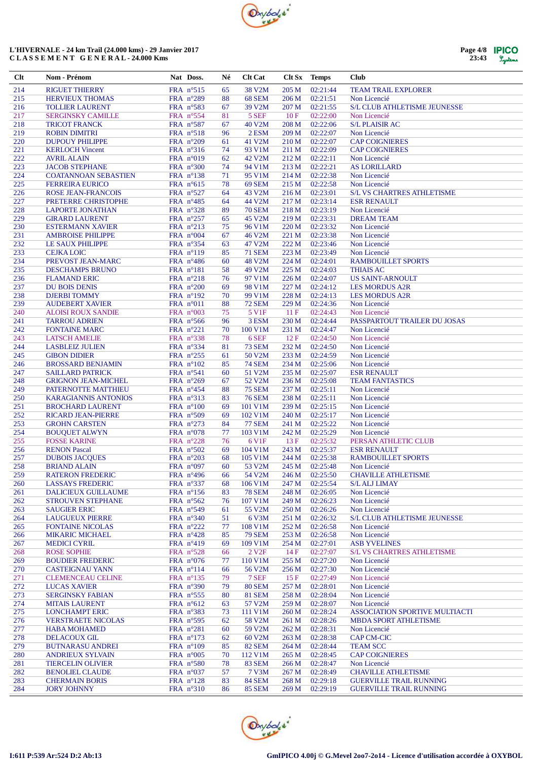L'HIVERNALE - 24 km Trail (24.000 kms) - 29 Janvier 2017
C L A S S E M E N T   G E N E R A L - 24.000 Kms

| Clt | Nom - Prénom | Nat | Doss. | Né | Clt Cat | Clt Sx | Temps | Club |
|---|---|---|---|---|---|---|---|---|
| 214 | RIGUET THIERRY | FRA | n°515 | 65 | 38 V2M | 205 M | 02:21:44 | TEAM TRAIL EXPLORER |
| 215 | HERVIEUX THOMAS | FRA | n°289 | 88 | 68 SEM | 206 M | 02:21:51 | Non Licencié |
| 216 | TOLLIER LAURENT | FRA | n°583 | 67 | 39 V2M | 207 M | 02:21:55 | S/L CLUB ATHLETISME JEUNESSE |
| 217 | SERGINSKY CAMILLE | FRA | n°554 | 81 | 5 SEF | 10 F | 02:22:00 | Non Licencié |
| 218 | TRICOT FRANCK | FRA | n°587 | 67 | 40 V2M | 208 M | 02:22:06 | S/L PLAISIR AC |
| 219 | ROBIN DIMITRI | FRA | n°518 | 96 | 2 ESM | 209 M | 02:22:07 | Non Licencié |
| 220 | DUPOUY PHILIPPE | FRA | n°209 | 61 | 41 V2M | 210 M | 02:22:07 | CAP COIGNIERES |
| 221 | KERLOCH Vincent | FRA | n°316 | 74 | 93 V1M | 211 M | 02:22:09 | CAP COIGNIERES |
| 222 | AVRIL ALAIN | FRA | n°019 | 62 | 42 V2M | 212 M | 02:22:11 | Non Licencié |
| 223 | JACOB STEPHANE | FRA | n°300 | 74 | 94 V1M | 213 M | 02:22:21 | AS LORILLARD |
| 224 | COATANNOAN SEBASTIEN | FRA | n°138 | 71 | 95 V1M | 214 M | 02:22:38 | Non Licencié |
| 225 | FERREIRA EURICO | FRA | n°615 | 78 | 69 SEM | 215 M | 02:22:58 | Non Licencié |
| 226 | ROSE JEAN-FRANCOIS | FRA | n°527 | 64 | 43 V2M | 216 M | 02:23:01 | S/L VS CHARTRES ATHLETISME |
| 227 | PRETERRE CHRISTOPHE | FRA | n°485 | 64 | 44 V2M | 217 M | 02:23:14 | ESR RENAULT |
| 228 | LAPORTE JONATHAN | FRA | n°328 | 89 | 70 SEM | 218 M | 02:23:19 | Non Licencié |
| 229 | GIRARD LAURENT | FRA | n°257 | 65 | 45 V2M | 219 M | 02:23:31 | DREAM TEAM |
| 230 | ESTERMANN XAVIER | FRA | n°213 | 75 | 96 V1M | 220 M | 02:23:32 | Non Licencié |
| 231 | AMBROISE PHILIPPE | FRA | n°004 | 67 | 46 V2M | 221 M | 02:23:38 | Non Licencié |
| 232 | LE SAUX PHILIPPE | FRA | n°354 | 63 | 47 V2M | 222 M | 02:23:46 | Non Licencié |
| 233 | CEJKA LOIC | FRA | n°119 | 85 | 71 SEM | 223 M | 02:23:49 | Non Licencié |
| 234 | PREVOST JEAN-MARC | FRA | n°486 | 60 | 48 V2M | 224 M | 02:24:01 | RAMBOUILLET SPORTS |
| 235 | DESCHAMPS BRUNO | FRA | n°181 | 58 | 49 V2M | 225 M | 02:24:03 | THIAIS AC |
| 236 | FLAMAND ERIC | FRA | n°218 | 76 | 97 V1M | 226 M | 02:24:07 | US SAINT-ARNOULT |
| 237 | DU BOIS DENIS | FRA | n°200 | 69 | 98 V1M | 227 M | 02:24:12 | LES MORDUS A2R |
| 238 | DJERBI TOMMY | FRA | n°192 | 70 | 99 V1M | 228 M | 02:24:13 | LES MORDUS A2R |
| 239 | AUDEBERT XAVIER | FRA | n°011 | 88 | 72 SEM | 229 M | 02:24:36 | Non Licencié |
| 240 | ALOISI ROUX SANDIE | FRA | n°003 | 75 | 5 V1F | 11 F | 02:24:43 | Non Licencié |
| 241 | TARROU ADRIEN | FRA | n°566 | 96 | 3 ESM | 230 M | 02:24:44 | PASSPARTOUT TRAILER DU JOSAS |
| 242 | FONTAINE MARC | FRA | n°221 | 70 | 100 V1M | 231 M | 02:24:47 | Non Licencié |
| 243 | LATSCH AMELIE | FRA | n°338 | 78 | 6 SEF | 12 F | 02:24:50 | Non Licencié |
| 244 | LASBLEIZ JULIEN | FRA | n°334 | 81 | 73 SEM | 232 M | 02:24:50 | Non Licencié |
| 245 | GIBON DIDIER | FRA | n°255 | 61 | 50 V2M | 233 M | 02:24:59 | Non Licencié |
| 246 | BROSSARD BENJAMIN | FRA | n°102 | 85 | 74 SEM | 234 M | 02:25:06 | Non Licencié |
| 247 | SAILLARD PATRICK | FRA | n°541 | 60 | 51 V2M | 235 M | 02:25:07 | ESR RENAULT |
| 248 | GRIGNON JEAN-MICHEL | FRA | n°269 | 67 | 52 V2M | 236 M | 02:25:08 | TEAM FANTASTICS |
| 249 | PATERNOTTE MATTHIEU | FRA | n°454 | 88 | 75 SEM | 237 M | 02:25:11 | Non Licencié |
| 250 | KARAGIANNIS ANTONIOS | FRA | n°313 | 83 | 76 SEM | 238 M | 02:25:11 | Non Licencié |
| 251 | BROCHARD LAURENT | FRA | n°100 | 69 | 101 V1M | 239 M | 02:25:15 | Non Licencié |
| 252 | RICARD JEAN-PIERRE | FRA | n°509 | 69 | 102 V1M | 240 M | 02:25:17 | Non Licencié |
| 253 | GROHN CARSTEN | FRA | n°273 | 84 | 77 SEM | 241 M | 02:25:22 | Non Licencié |
| 254 | BOUQUET ALWYN | FRA | n°078 | 77 | 103 V1M | 242 M | 02:25:29 | Non Licencié |
| 255 | FOSSE KARINE | FRA | n°228 | 76 | 6 V1F | 13 F | 02:25:32 | PERSAN ATHLETIC CLUB |
| 256 | RENON Pascal | FRA | n°502 | 69 | 104 V1M | 243 M | 02:25:37 | ESR RENAULT |
| 257 | DUBOIS JACQUES | FRA | n°203 | 68 | 105 V1M | 244 M | 02:25:38 | RAMBOUILLET SPORTS |
| 258 | BRIAND ALAIN | FRA | n°097 | 60 | 53 V2M | 245 M | 02:25:48 | Non Licencié |
| 259 | RATERON FREDERIC | FRA | n°496 | 66 | 54 V2M | 246 M | 02:25:50 | CHAVILLE ATHLETISME |
| 260 | LASSAYS FREDERIC | FRA | n°337 | 68 | 106 V1M | 247 M | 02:25:54 | S/L ALJ LIMAY |
| 261 | DALICIEUX GUILLAUME | FRA | n°156 | 83 | 78 SEM | 248 M | 02:26:05 | Non Licencié |
| 262 | STROUVEN STEPHANE | FRA | n°562 | 76 | 107 V1M | 249 M | 02:26:23 | Non Licencié |
| 263 | SAUGIER ERIC | FRA | n°549 | 61 | 55 V2M | 250 M | 02:26:26 | Non Licencié |
| 264 | LAUGUEUX PIERRE | FRA | n°340 | 51 | 6 V3M | 251 M | 02:26:32 | S/L CLUB ATHLETISME JEUNESSE |
| 265 | FONTAINE NICOLAS | FRA | n°222 | 77 | 108 V1M | 252 M | 02:26:58 | Non Licencié |
| 266 | MIKARIC MICHAEL | FRA | n°428 | 85 | 79 SEM | 253 M | 02:26:58 | Non Licencié |
| 267 | MEDICI CYRIL | FRA | n°419 | 69 | 109 V1M | 254 M | 02:27:01 | ASB YVELINES |
| 268 | ROSE SOPHIE | FRA | n°528 | 66 | 2 V2F | 14 F | 02:27:07 | S/L VS CHARTRES ATHLETISME |
| 269 | BOUDIER FREDERIC | FRA | n°076 | 77 | 110 V1M | 255 M | 02:27:20 | Non Licencié |
| 270 | CASTEIGNAU YANN | FRA | n°114 | 66 | 56 V2M | 256 M | 02:27:30 | Non Licencié |
| 271 | CLEMENCEAU CELINE | FRA | n°135 | 79 | 7 SEF | 15 F | 02:27:49 | Non Licencié |
| 272 | LUCAS XAVIER | FRA | n°390 | 79 | 80 SEM | 257 M | 02:28:01 | Non Licencié |
| 273 | SERGINSKY FABIAN | FRA | n°555 | 80 | 81 SEM | 258 M | 02:28:04 | Non Licencié |
| 274 | MITAIS LAURENT | FRA | n°612 | 63 | 57 V2M | 259 M | 02:28:07 | Non Licencié |
| 275 | LONCHAMPT ERIC | FRA | n°383 | 73 | 111 V1M | 260 M | 02:28:24 | ASSOCIATION SPORTIVE MULTIACTI |
| 276 | VERSTRAETE NICOLAS | FRA | n°595 | 62 | 58 V2M | 261 M | 02:28:26 | MBDA SPORT ATHLETISME |
| 277 | HABA MOHAMED | FRA | n°281 | 60 | 59 V2M | 262 M | 02:28:31 | Non Licencié |
| 278 | DELACOUX GIL | FRA | n°173 | 62 | 60 V2M | 263 M | 02:28:38 | CAP CM-CIC |
| 279 | BUTNARASU ANDREI | FRA | n°109 | 85 | 82 SEM | 264 M | 02:28:44 | TEAM SCC |
| 280 | ANDRIEUX SYLVAIN | FRA | n°005 | 70 | 112 V1M | 265 M | 02:28:45 | CAP COIGNIERES |
| 281 | TIERCELIN OLIVIER | FRA | n°580 | 78 | 83 SEM | 266 M | 02:28:47 | Non Licencié |
| 282 | BENOLIEL CLAUDE | FRA | n°037 | 57 | 61 V2M | 267 M | 02:28:49 | CHAVILLE ATHLETISME |
| 283 | CHERMAIN BORIS | FRA | n°128 | 83 | 84 SEM | 268 M | 02:29:18 | GUERVILLE TRAIL RUNNING |
| 284 | JORY JOHNNY | FRA | n°310 | 86 | 85 SEM | 269 M | 02:29:19 | GUERVILLE TRAIL RUNNING |

I:611 P:539 Ar:524 D:2 Ab:13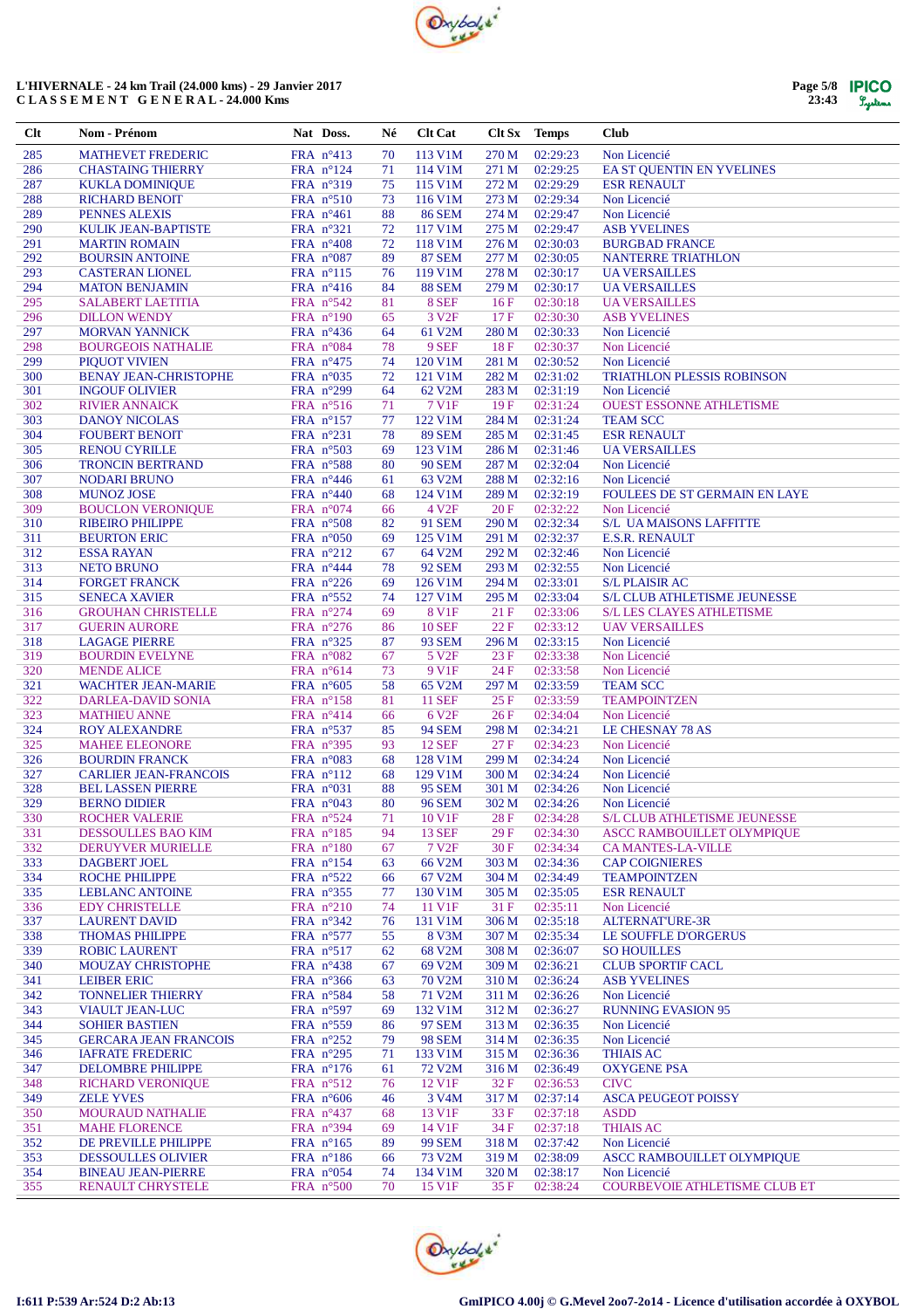# L'HIVERNALE - 24 km Trail (24.000 kms) - 29 Janvier 2017

## C L A S S E M E N T G E N E R A L - 24.000 Kms

| Clt | Nom - Prénom | Nat | Doss. | Né | Clt Cat | Clt Sx | Temps | Club |
|---|---|---|---|---|---|---|---|---|
| 285 | MATHEVET FREDERIC | FRA | n°413 | 70 | 113 V1M | 270 M | 02:29:23 | Non Licencié |
| 286 | CHASTAING THIERRY | FRA | n°124 | 71 | 114 V1M | 271 M | 02:29:25 | EA ST QUENTIN EN YVELINES |
| 287 | KUKLA DOMINIQUE | FRA | n°319 | 75 | 115 V1M | 272 M | 02:29:29 | ESR RENAULT |
| 288 | RICHARD BENOIT | FRA | n°510 | 73 | 116 V1M | 273 M | 02:29:34 | Non Licencié |
| 289 | PENNES ALEXIS | FRA | n°461 | 88 | 86 SEM | 274 M | 02:29:47 | Non Licencié |
| 290 | KULIK JEAN-BAPTISTE | FRA | n°321 | 72 | 117 V1M | 275 M | 02:29:47 | ASB YVELINES |
| 291 | MARTIN ROMAIN | FRA | n°408 | 72 | 118 V1M | 276 M | 02:30:03 | BURGBAD FRANCE |
| 292 | BOURSIN ANTOINE | FRA | n°087 | 89 | 87 SEM | 277 M | 02:30:05 | NANTERRE TRIATHLON |
| 293 | CASTERAN LIONEL | FRA | n°115 | 76 | 119 V1M | 278 M | 02:30:17 | UA VERSAILLES |
| 294 | MATON BENJAMIN | FRA | n°416 | 84 | 88 SEM | 279 M | 02:30:17 | UA VERSAILLES |
| 295 | SALABERT LAETITIA | FRA | n°542 | 81 | 8 SEF | 16 F | 02:30:18 | UA VERSAILLES |
| 296 | DILLON WENDY | FRA | n°190 | 65 | 3 V2F | 17 F | 02:30:30 | ASB YVELINES |
| 297 | MORVAN YANNICK | FRA | n°436 | 64 | 61 V2M | 280 M | 02:30:33 | Non Licencié |
| 298 | BOURGEOIS NATHALIE | FRA | n°084 | 78 | 9 SEF | 18 F | 02:30:37 | Non Licencié |
| 299 | PIQUOT VIVIEN | FRA | n°475 | 74 | 120 V1M | 281 M | 02:30:52 | Non Licencié |
| 300 | BENAY JEAN-CHRISTOPHE | FRA | n°035 | 72 | 121 V1M | 282 M | 02:31:02 | TRIATHLON PLESSIS ROBINSON |
| 301 | INGOUF OLIVIER | FRA | n°299 | 64 | 62 V2M | 283 M | 02:31:19 | Non Licencié |
| 302 | RIVIER ANNAICK | FRA | n°516 | 71 | 7 V1F | 19 F | 02:31:24 | OUEST ESSONNE ATHLETISME |
| 303 | DANOY NICOLAS | FRA | n°157 | 77 | 122 V1M | 284 M | 02:31:24 | TEAM SCC |
| 304 | FOUBERT BENOIT | FRA | n°231 | 78 | 89 SEM | 285 M | 02:31:45 | ESR RENAULT |
| 305 | RENOU CYRILLE | FRA | n°503 | 69 | 123 V1M | 286 M | 02:31:46 | UA VERSAILLES |
| 306 | TRONCIN BERTRAND | FRA | n°588 | 80 | 90 SEM | 287 M | 02:32:04 | Non Licencié |
| 307 | NODARI BRUNO | FRA | n°446 | 61 | 63 V2M | 288 M | 02:32:16 | Non Licencié |
| 308 | MUNOZ JOSE | FRA | n°440 | 68 | 124 V1M | 289 M | 02:32:19 | FOULEES DE ST GERMAIN EN LAYE |
| 309 | BOUCLON VERONIQUE | FRA | n°074 | 66 | 4 V2F | 20 F | 02:32:22 | Non Licencié |
| 310 | RIBEIRO PHILIPPE | FRA | n°508 | 82 | 91 SEM | 290 M | 02:32:34 | S/L UA MAISONS LAFFITTE |
| 311 | BEURTON ERIC | FRA | n°050 | 69 | 125 V1M | 291 M | 02:32:37 | E.S.R. RENAULT |
| 312 | ESSA RAYAN | FRA | n°212 | 67 | 64 V2M | 292 M | 02:32:46 | Non Licencié |
| 313 | NETO BRUNO | FRA | n°444 | 78 | 92 SEM | 293 M | 02:32:55 | Non Licencié |
| 314 | FORGET FRANCK | FRA | n°226 | 69 | 126 V1M | 294 M | 02:33:01 | S/L PLAISIR AC |
| 315 | SENECA XAVIER | FRA | n°552 | 74 | 127 V1M | 295 M | 02:33:04 | S/L CLUB ATHLETISME JEUNESSE |
| 316 | GROUHAN CHRISTELLE | FRA | n°274 | 69 | 8 V1F | 21 F | 02:33:06 | S/L LES CLAYES ATHLETISME |
| 317 | GUERIN AURORE | FRA | n°276 | 86 | 10 SEF | 22 F | 02:33:12 | UAV VERSAILLES |
| 318 | LAGAGE PIERRE | FRA | n°325 | 87 | 93 SEM | 296 M | 02:33:15 | Non Licencié |
| 319 | BOURDIN EVELYNE | FRA | n°082 | 67 | 5 V2F | 23 F | 02:33:38 | Non Licencié |
| 320 | MENDE ALICE | FRA | n°614 | 73 | 9 V1F | 24 F | 02:33:58 | Non Licencié |
| 321 | WACHTER JEAN-MARIE | FRA | n°605 | 58 | 65 V2M | 297 M | 02:33:59 | TEAM SCC |
| 322 | DARLEA-DAVID SONIA | FRA | n°158 | 81 | 11 SEF | 25 F | 02:33:59 | TEAMPOINTZEN |
| 323 | MATHIEU ANNE | FRA | n°414 | 66 | 6 V2F | 26 F | 02:34:04 | Non Licencié |
| 324 | ROY ALEXANDRE | FRA | n°537 | 85 | 94 SEM | 298 M | 02:34:21 | LE CHESNAY 78 AS |
| 325 | MAHEE ELEONORE | FRA | n°395 | 93 | 12 SEF | 27 F | 02:34:23 | Non Licencié |
| 326 | BOURDIN FRANCK | FRA | n°083 | 68 | 128 V1M | 299 M | 02:34:24 | Non Licencié |
| 327 | CARLIER JEAN-FRANCOIS | FRA | n°112 | 68 | 129 V1M | 300 M | 02:34:24 | Non Licencié |
| 328 | BEL LASSEN PIERRE | FRA | n°031 | 88 | 95 SEM | 301 M | 02:34:26 | Non Licencié |
| 329 | BERNO DIDIER | FRA | n°043 | 80 | 96 SEM | 302 M | 02:34:26 | Non Licencié |
| 330 | ROCHER VALERIE | FRA | n°524 | 71 | 10 V1F | 28 F | 02:34:28 | S/L CLUB ATHLETISME JEUNESSE |
| 331 | DESSOULLES BAO KIM | FRA | n°185 | 94 | 13 SEF | 29 F | 02:34:30 | ASCC RAMBOUILLET OLYMPIQUE |
| 332 | DERUYVER MURIELLE | FRA | n°180 | 67 | 7 V2F | 30 F | 02:34:34 | CA MANTES-LA-VILLE |
| 333 | DAGBERT JOEL | FRA | n°154 | 63 | 66 V2M | 303 M | 02:34:36 | CAP COIGNIERES |
| 334 | ROCHE PHILIPPE | FRA | n°522 | 66 | 67 V2M | 304 M | 02:34:49 | TEAMPOINTZEN |
| 335 | LEBLANC ANTOINE | FRA | n°355 | 77 | 130 V1M | 305 M | 02:35:05 | ESR RENAULT |
| 336 | EDY CHRISTELLE | FRA | n°210 | 74 | 11 V1F | 31 F | 02:35:11 | Non Licencié |
| 337 | LAURENT DAVID | FRA | n°342 | 76 | 131 V1M | 306 M | 02:35:18 | ALTERNAT'URE-3R |
| 338 | THOMAS PHILIPPE | FRA | n°577 | 55 | 8 V3M | 307 M | 02:35:34 | LE SOUFFLE D'ORGERUS |
| 339 | ROBIC LAURENT | FRA | n°517 | 62 | 68 V2M | 308 M | 02:36:07 | SO HOUILLES |
| 340 | MOUZAY CHRISTOPHE | FRA | n°438 | 67 | 69 V2M | 309 M | 02:36:21 | CLUB SPORTIF CACL |
| 341 | LEIBER ERIC | FRA | n°366 | 63 | 70 V2M | 310 M | 02:36:24 | ASB YVELINES |
| 342 | TONNELIER THIERRY | FRA | n°584 | 58 | 71 V2M | 311 M | 02:36:26 | Non Licencié |
| 343 | VIAULT JEAN-LUC | FRA | n°597 | 69 | 132 V1M | 312 M | 02:36:27 | RUNNING EVASION 95 |
| 344 | SOHIER BASTIEN | FRA | n°559 | 86 | 97 SEM | 313 M | 02:36:35 | Non Licencié |
| 345 | GERCARA JEAN FRANCOIS | FRA | n°252 | 79 | 98 SEM | 314 M | 02:36:35 | Non Licencié |
| 346 | IAFRATE FREDERIC | FRA | n°295 | 71 | 133 V1M | 315 M | 02:36:36 | THIAIS AC |
| 347 | DELOMBRE PHILIPPE | FRA | n°176 | 61 | 72 V2M | 316 M | 02:36:49 | OXYGENE PSA |
| 348 | RICHARD VERONIQUE | FRA | n°512 | 76 | 12 V1F | 32 F | 02:36:53 | CIVC |
| 349 | ZELE YVES | FRA | n°606 | 46 | 3 V4M | 317 M | 02:37:14 | ASCA PEUGEOT POISSY |
| 350 | MOURAUD NATHALIE | FRA | n°437 | 68 | 13 V1F | 33 F | 02:37:18 | ASDD |
| 351 | MAHE FLORENCE | FRA | n°394 | 69 | 14 V1F | 34 F | 02:37:18 | THIAIS AC |
| 352 | DE PREVILLE PHILIPPE | FRA | n°165 | 89 | 99 SEM | 318 M | 02:37:42 | Non Licencié |
| 353 | DESSOULLES OLIVIER | FRA | n°186 | 66 | 73 V2M | 319 M | 02:38:09 | ASCC RAMBOUILLET OLYMPIQUE |
| 354 | BINEAU JEAN-PIERRE | FRA | n°054 | 74 | 134 V1M | 320 M | 02:38:17 | Non Licencié |
| 355 | RENAULT CHRYSTELE | FRA | n°500 | 70 | 15 V1F | 35 F | 02:38:24 | COURBEVOIE ATHLETISME CLUB ET |

I:611 P:539 Ar:524 D:2 Ab:13

GmIPICO 4.00j © G.Mevel 2oo7-2o14 - Licence d'utilisation accordée à OXYBOL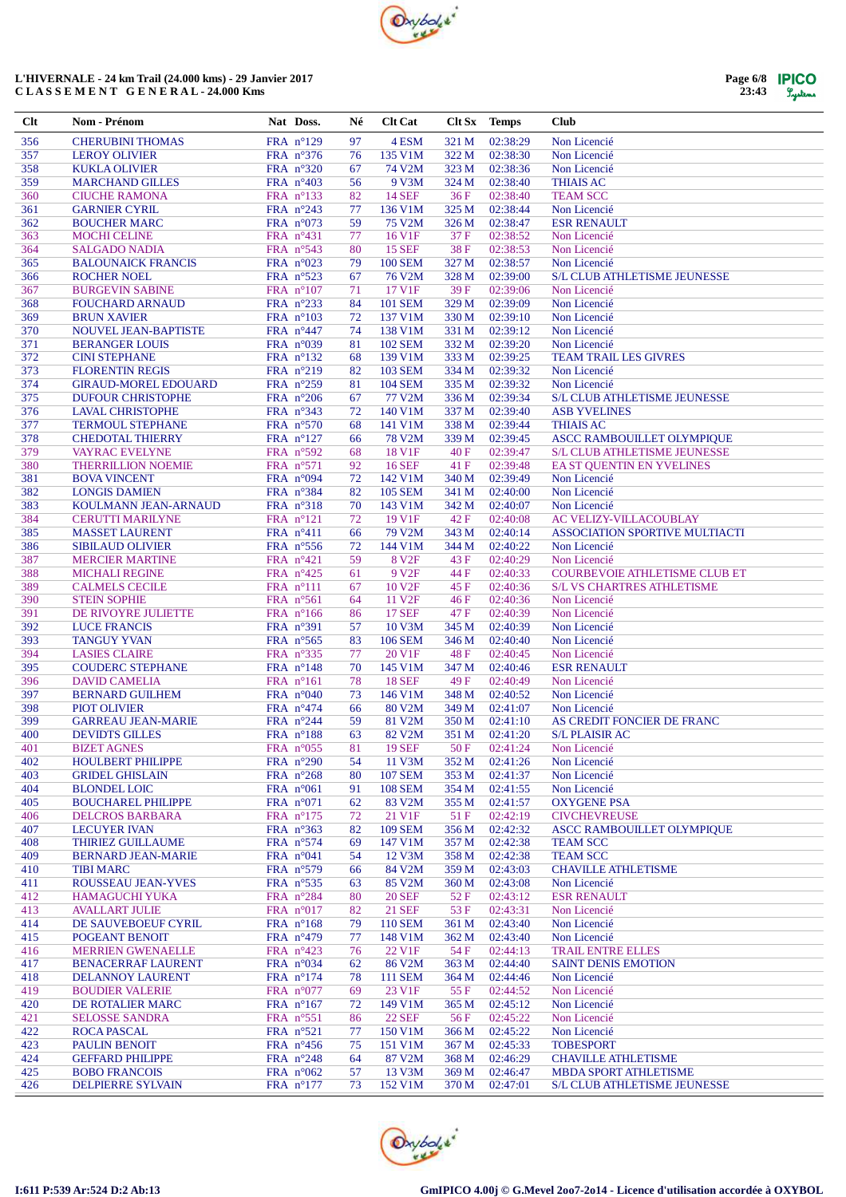# L'HIVERNALE - 24 km Trail (24.000 kms) - 29 Janvier 2017
## C L A S S E M E N T   G E N E R A L - 24.000 Kms

| Clt | Nom - Prénom | Nat | Doss. | Né | Clt Cat | Clt Sx | Temps | Club |
|---|---|---|---|---|---|---|---|---|
| 356 | CHERUBINI THOMAS | FRA | n°129 | 97 | 4 ESM | 321 M | 02:38:29 | Non Licencié |
| 357 | LEROY OLIVIER | FRA | n°376 | 76 | 135 V1M | 322 M | 02:38:30 | Non Licencié |
| 358 | KUKLA OLIVIER | FRA | n°320 | 67 | 74 V2M | 323 M | 02:38:36 | Non Licencié |
| 359 | MARCHAND GILLES | FRA | n°403 | 56 | 9 V3M | 324 M | 02:38:40 | THIAIS AC |
| 360 | CIUCHE RAMONA | FRA | n°133 | 82 | 14 SEF | 36 F | 02:38:40 | TEAM SCC |
| 361 | GARNIER CYRIL | FRA | n°243 | 77 | 136 V1M | 325 M | 02:38:44 | Non Licencié |
| 362 | BOUCHER MARC | FRA | n°073 | 59 | 75 V2M | 326 M | 02:38:47 | ESR RENAULT |
| 363 | MOCHI CELINE | FRA | n°431 | 77 | 16 V1F | 37 F | 02:38:52 | Non Licencié |
| 364 | SALGADO NADIA | FRA | n°543 | 80 | 15 SEF | 38 F | 02:38:53 | Non Licencié |
| 365 | BALOUNAICK FRANCIS | FRA | n°023 | 79 | 100 SEM | 327 M | 02:38:57 | Non Licencié |
| 366 | ROCHER NOEL | FRA | n°523 | 67 | 76 V2M | 328 M | 02:39:00 | S/L CLUB ATHLETISME JEUNESSE |
| 367 | BURGEVIN SABINE | FRA | n°107 | 71 | 17 V1F | 39 F | 02:39:06 | Non Licencié |
| 368 | FOUCHARD ARNAUD | FRA | n°233 | 84 | 101 SEM | 329 M | 02:39:09 | Non Licencié |
| 369 | BRUN XAVIER | FRA | n°103 | 72 | 137 V1M | 330 M | 02:39:10 | Non Licencié |
| 370 | NOUVEL JEAN-BAPTISTE | FRA | n°447 | 74 | 138 V1M | 331 M | 02:39:12 | Non Licencié |
| 371 | BERANGER LOUIS | FRA | n°039 | 81 | 102 SEM | 332 M | 02:39:20 | Non Licencié |
| 372 | CINI STEPHANE | FRA | n°132 | 68 | 139 V1M | 333 M | 02:39:25 | TEAM TRAIL LES GIVRES |
| 373 | FLORENTIN REGIS | FRA | n°219 | 82 | 103 SEM | 334 M | 02:39:32 | Non Licencié |
| 374 | GIRAUD-MOREL EDOUARD | FRA | n°259 | 81 | 104 SEM | 335 M | 02:39:32 | Non Licencié |
| 375 | DUFOUR CHRISTOPHE | FRA | n°206 | 67 | 77 V2M | 336 M | 02:39:34 | S/L CLUB ATHLETISME JEUNESSE |
| 376 | LAVAL CHRISTOPHE | FRA | n°343 | 72 | 140 V1M | 337 M | 02:39:40 | ASB YVELINES |
| 377 | TERMOUL STEPHANE | FRA | n°570 | 68 | 141 V1M | 338 M | 02:39:44 | THIAIS AC |
| 378 | CHEDOTAL THIERRY | FRA | n°127 | 66 | 78 V2M | 339 M | 02:39:45 | ASCC RAMBOUILLET OLYMPIQUE |
| 379 | VAYRAC EVELYNE | FRA | n°592 | 68 | 18 V1F | 40 F | 02:39:47 | S/L CLUB ATHLETISME JEUNESSE |
| 380 | THERRILLION NOEMIE | FRA | n°571 | 92 | 16 SEF | 41 F | 02:39:48 | EA ST QUENTIN EN YVELINES |
| 381 | BOVA VINCENT | FRA | n°094 | 72 | 142 V1M | 340 M | 02:39:49 | Non Licencié |
| 382 | LONGIS DAMIEN | FRA | n°384 | 82 | 105 SEM | 341 M | 02:40:00 | Non Licencié |
| 383 | KOULMANN JEAN-ARNAUD | FRA | n°318 | 70 | 143 V1M | 342 M | 02:40:07 | Non Licencié |
| 384 | CERUTTI MARILYNE | FRA | n°121 | 72 | 19 V1F | 42 F | 02:40:08 | AC VELIZY-VILLACOUBLAY |
| 385 | MASSET LAURENT | FRA | n°411 | 66 | 79 V2M | 343 M | 02:40:14 | ASSOCIATION SPORTIVE MULTIACTI |
| 386 | SIBILAUD OLIVIER | FRA | n°556 | 72 | 144 V1M | 344 M | 02:40:22 | Non Licencié |
| 387 | MERCIER MARTINE | FRA | n°421 | 59 | 8 V2F | 43 F | 02:40:29 | Non Licencié |
| 388 | MICHALI REGINE | FRA | n°425 | 61 | 9 V2F | 44 F | 02:40:33 | COURBEVOIE ATHLETISME CLUB ET |
| 389 | CALMELS CECILE | FRA | n°111 | 67 | 10 V2F | 45 F | 02:40:36 | S/L VS CHARTRES ATHLETISME |
| 390 | STEIN SOPHIE | FRA | n°561 | 64 | 11 V2F | 46 F | 02:40:36 | Non Licencié |
| 391 | DE RIVOYRE JULIETTE | FRA | n°166 | 86 | 17 SEF | 47 F | 02:40:39 | Non Licencié |
| 392 | LUCE FRANCIS | FRA | n°391 | 57 | 10 V3M | 345 M | 02:40:39 | Non Licencié |
| 393 | TANGUY YVAN | FRA | n°565 | 83 | 106 SEM | 346 M | 02:40:40 | Non Licencié |
| 394 | LASIES CLAIRE | FRA | n°335 | 77 | 20 V1F | 48 F | 02:40:45 | Non Licencié |
| 395 | COUDERC STEPHANE | FRA | n°148 | 70 | 145 V1M | 347 M | 02:40:46 | ESR RENAULT |
| 396 | DAVID CAMELIA | FRA | n°161 | 78 | 18 SEF | 49 F | 02:40:49 | Non Licencié |
| 397 | BERNARD GUILHEM | FRA | n°040 | 73 | 146 V1M | 348 M | 02:40:52 | Non Licencié |
| 398 | PIOT OLIVIER | FRA | n°474 | 66 | 80 V2M | 349 M | 02:41:07 | Non Licencié |
| 399 | GARREAU JEAN-MARIE | FRA | n°244 | 59 | 81 V2M | 350 M | 02:41:10 | AS CREDIT FONCIER DE FRANC |
| 400 | DEVIDTS GILLES | FRA | n°188 | 63 | 82 V2M | 351 M | 02:41:20 | S/L PLAISIR AC |
| 401 | BIZET AGNES | FRA | n°055 | 81 | 19 SEF | 50 F | 02:41:24 | Non Licencié |
| 402 | HOULBERT PHILIPPE | FRA | n°290 | 54 | 11 V3M | 352 M | 02:41:26 | Non Licencié |
| 403 | GRIDEL GHISLAIN | FRA | n°268 | 80 | 107 SEM | 353 M | 02:41:37 | Non Licencié |
| 404 | BLONDEL LOIC | FRA | n°061 | 91 | 108 SEM | 354 M | 02:41:55 | Non Licencié |
| 405 | BOUCHAREL PHILIPPE | FRA | n°071 | 62 | 83 V2M | 355 M | 02:41:57 | OXYGENE PSA |
| 406 | DELCROS BARBARA | FRA | n°175 | 72 | 21 V1F | 51 F | 02:42:19 | CIVCHEVREUSE |
| 407 | LECUYER IVAN | FRA | n°363 | 82 | 109 SEM | 356 M | 02:42:32 | ASCC RAMBOUILLET OLYMPIQUE |
| 408 | THIRIEZ GUILLAUME | FRA | n°574 | 69 | 147 V1M | 357 M | 02:42:38 | TEAM SCC |
| 409 | BERNARD JEAN-MARIE | FRA | n°041 | 54 | 12 V3M | 358 M | 02:42:38 | TEAM SCC |
| 410 | TIBI MARC | FRA | n°579 | 66 | 84 V2M | 359 M | 02:43:03 | CHAVILLE ATHLETISME |
| 411 | ROUSSEAU JEAN-YVES | FRA | n°535 | 63 | 85 V2M | 360 M | 02:43:08 | Non Licencié |
| 412 | HAMAGUCHI YUKA | FRA | n°284 | 80 | 20 SEF | 52 F | 02:43:12 | ESR RENAULT |
| 413 | AVALLART JULIE | FRA | n°017 | 82 | 21 SEF | 53 F | 02:43:31 | Non Licencié |
| 414 | DE SAUVEBOEUF CYRIL | FRA | n°168 | 79 | 110 SEM | 361 M | 02:43:40 | Non Licencié |
| 415 | POGEANT BENOIT | FRA | n°479 | 77 | 148 V1M | 362 M | 02:43:40 | Non Licencié |
| 416 | MERRIEN GWENAELLE | FRA | n°423 | 76 | 22 V1F | 54 F | 02:44:13 | TRAIL ENTRE ELLES |
| 417 | BENACERRAF LAURENT | FRA | n°034 | 62 | 86 V2M | 363 M | 02:44:40 | SAINT DENIS EMOTION |
| 418 | DELANNOY LAURENT | FRA | n°174 | 78 | 111 SEM | 364 M | 02:44:46 | Non Licencié |
| 419 | BOUDIER VALERIE | FRA | n°077 | 69 | 23 V1F | 55 F | 02:44:52 | Non Licencié |
| 420 | DE ROTALIER MARC | FRA | n°167 | 72 | 149 V1M | 365 M | 02:45:12 | Non Licencié |
| 421 | SELOSSE SANDRA | FRA | n°551 | 86 | 22 SEF | 56 F | 02:45:22 | Non Licencié |
| 422 | ROCA PASCAL | FRA | n°521 | 77 | 150 V1M | 366 M | 02:45:22 | Non Licencié |
| 423 | PAULIN BENOIT | FRA | n°456 | 75 | 151 V1M | 367 M | 02:45:33 | TOBESPORT |
| 424 | GEFFARD PHILIPPE | FRA | n°248 | 64 | 87 V2M | 368 M | 02:46:29 | CHAVILLE ATHLETISME |
| 425 | BOBO FRANCOIS | FRA | n°062 | 57 | 13 V3M | 369 M | 02:46:47 | MBDA SPORT ATHLETISME |
| 426 | DELPIERRE SYLVAIN | FRA | n°177 | 73 | 152 V1M | 370 M | 02:47:01 | S/L CLUB ATHLETISME JEUNESSE |

I:611 P:539 Ar:524 D:2 Ab:13

GmIPICO 4.00j © G.Mevel 2oo7-2o14 - Licence d'utilisation accordée à OXYBOL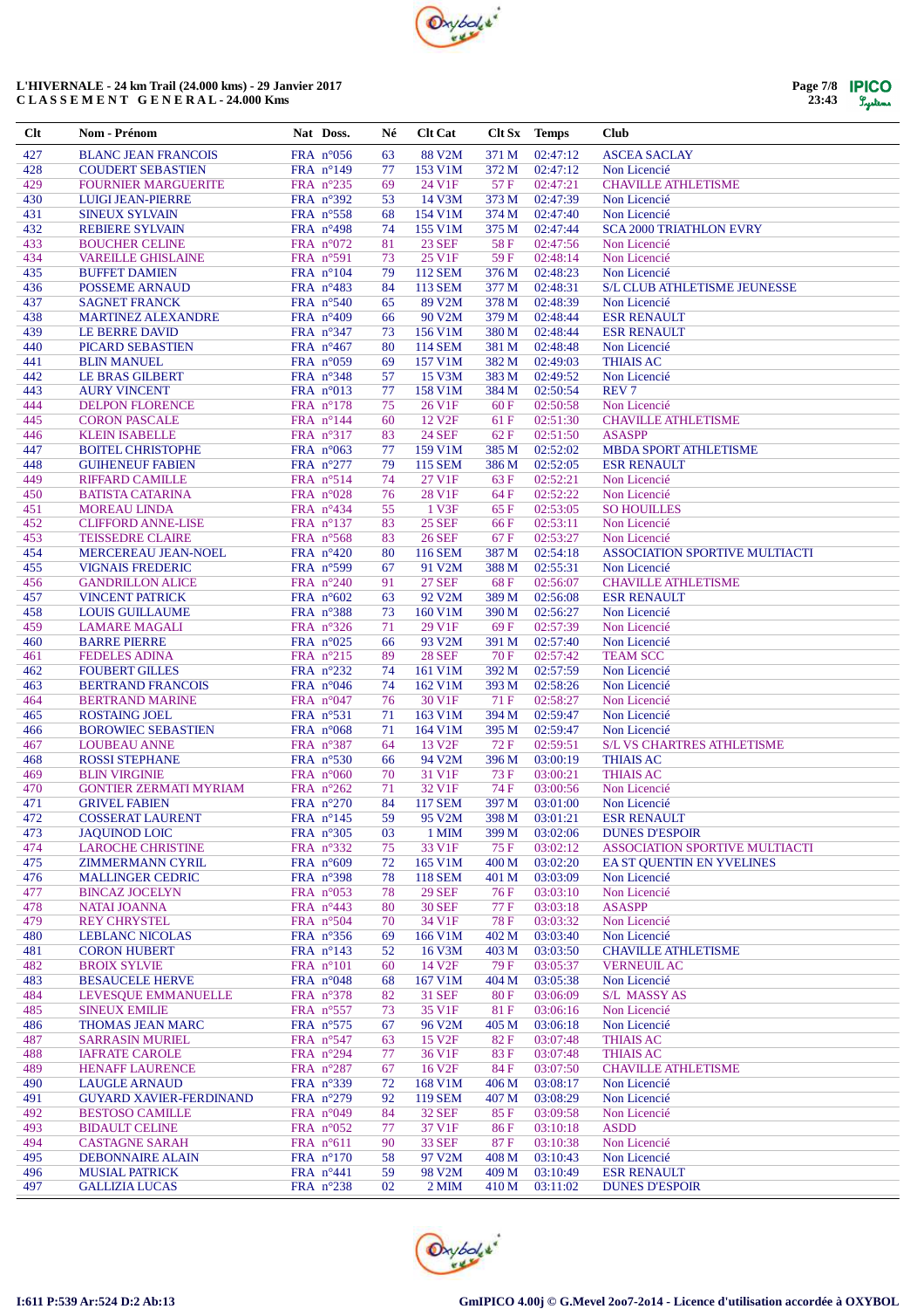# L'HIVERNALE - 24 km Trail (24.000 kms) - 29 Janvier 2017
## C L A S S E M E N T   G E N E R A L - 24.000 Kms

| Clt | Nom - Prénom | Nat | Doss. | Né | Clt Cat | Clt Sx | Temps | Club |
|---|---|---|---|---|---|---|---|---|
| 427 | BLANC JEAN FRANCOIS | FRA | n°056 | 63 | 88 V2M | 371 M | 02:47:12 | ASCEA SACLAY |
| 428 | COUDERT SEBASTIEN | FRA | n°149 | 77 | 153 V1M | 372 M | 02:47:12 | Non Licencié |
| 429 | FOURNIER MARGUERITE | FRA | n°235 | 69 | 24 V1F | 57 F | 02:47:21 | CHAVILLE ATHLETISME |
| 430 | LUIGI JEAN-PIERRE | FRA | n°392 | 53 | 14 V3M | 373 M | 02:47:39 | Non Licencié |
| 431 | SINEUX SYLVAIN | FRA | n°558 | 68 | 154 V1M | 374 M | 02:47:40 | Non Licencié |
| 432 | REBIERE SYLVAIN | FRA | n°498 | 74 | 155 V1M | 375 M | 02:47:44 | SCA 2000 TRIATHLON EVRY |
| 433 | BOUCHER CELINE | FRA | n°072 | 81 | 23 SEF | 58 F | 02:47:56 | Non Licencié |
| 434 | VAREILLE GHISLAINE | FRA | n°591 | 73 | 25 V1F | 59 F | 02:48:14 | Non Licencié |
| 435 | BUFFET DAMIEN | FRA | n°104 | 79 | 112 SEM | 376 M | 02:48:23 | Non Licencié |
| 436 | POSSEME ARNAUD | FRA | n°483 | 84 | 113 SEM | 377 M | 02:48:31 | S/L CLUB ATHLETISME JEUNESSE |
| 437 | SAGNET FRANCK | FRA | n°540 | 65 | 89 V2M | 378 M | 02:48:39 | Non Licencié |
| 438 | MARTINEZ ALEXANDRE | FRA | n°409 | 66 | 90 V2M | 379 M | 02:48:44 | ESR RENAULT |
| 439 | LE BERRE DAVID | FRA | n°347 | 73 | 156 V1M | 380 M | 02:48:44 | ESR RENAULT |
| 440 | PICARD SEBASTIEN | FRA | n°467 | 80 | 114 SEM | 381 M | 02:48:48 | Non Licencié |
| 441 | BLIN MANUEL | FRA | n°059 | 69 | 157 V1M | 382 M | 02:49:03 | THIAIS AC |
| 442 | LE BRAS GILBERT | FRA | n°348 | 57 | 15 V3M | 383 M | 02:49:52 | Non Licencié |
| 443 | AURY VINCENT | FRA | n°013 | 77 | 158 V1M | 384 M | 02:50:54 | REV 7 |
| 444 | DELPON FLORENCE | FRA | n°178 | 75 | 26 V1F | 60 F | 02:50:58 | Non Licencié |
| 445 | CORON PASCALE | FRA | n°144 | 60 | 12 V2F | 61 F | 02:51:30 | CHAVILLE ATHLETISME |
| 446 | KLEIN ISABELLE | FRA | n°317 | 83 | 24 SEF | 62 F | 02:51:50 | ASASPP |
| 447 | BOITEL CHRISTOPHE | FRA | n°063 | 77 | 159 V1M | 385 M | 02:52:02 | MBDA SPORT ATHLETISME |
| 448 | GUIHENEUF FABIEN | FRA | n°277 | 79 | 115 SEM | 386 M | 02:52:05 | ESR RENAULT |
| 449 | RIFFARD CAMILLE | FRA | n°514 | 74 | 27 V1F | 63 F | 02:52:21 | Non Licencié |
| 450 | BATISTA CATARINA | FRA | n°028 | 76 | 28 V1F | 64 F | 02:52:22 | Non Licencié |
| 451 | MOREAU LINDA | FRA | n°434 | 55 | 1 V3F | 65 F | 02:53:05 | SO HOUILLES |
| 452 | CLIFFORD ANNE-LISE | FRA | n°137 | 83 | 25 SEF | 66 F | 02:53:11 | Non Licencié |
| 453 | TEISSEDRE CLAIRE | FRA | n°568 | 83 | 26 SEF | 67 F | 02:53:27 | Non Licencié |
| 454 | MERCEREAU JEAN-NOEL | FRA | n°420 | 80 | 116 SEM | 387 M | 02:54:18 | ASSOCIATION SPORTIVE MULTIACTI |
| 455 | VIGNAIS FREDERIC | FRA | n°599 | 67 | 91 V2M | 388 M | 02:55:31 | Non Licencié |
| 456 | GANDRILLON ALICE | FRA | n°240 | 91 | 27 SEF | 68 F | 02:56:07 | CHAVILLE ATHLETISME |
| 457 | VINCENT PATRICK | FRA | n°602 | 63 | 92 V2M | 389 M | 02:56:08 | ESR RENAULT |
| 458 | LOUIS GUILLAUME | FRA | n°388 | 73 | 160 V1M | 390 M | 02:56:27 | Non Licencié |
| 459 | LAMARE MAGALI | FRA | n°326 | 71 | 29 V1F | 69 F | 02:57:39 | Non Licencié |
| 460 | BARRE PIERRE | FRA | n°025 | 66 | 93 V2M | 391 M | 02:57:40 | Non Licencié |
| 461 | FEDELES ADINA | FRA | n°215 | 89 | 28 SEF | 70 F | 02:57:42 | TEAM SCC |
| 462 | FOUBERT GILLES | FRA | n°232 | 74 | 161 V1M | 392 M | 02:57:59 | Non Licencié |
| 463 | BERTRAND FRANCOIS | FRA | n°046 | 74 | 162 V1M | 393 M | 02:58:26 | Non Licencié |
| 464 | BERTRAND MARINE | FRA | n°047 | 76 | 30 V1F | 71 F | 02:58:27 | Non Licencié |
| 465 | ROSTAING JOEL | FRA | n°531 | 71 | 163 V1M | 394 M | 02:59:47 | Non Licencié |
| 466 | BOROWIEC SEBASTIEN | FRA | n°068 | 71 | 164 V1M | 395 M | 02:59:47 | Non Licencié |
| 467 | LOUBEAU ANNE | FRA | n°387 | 64 | 13 V2F | 72 F | 02:59:51 | S/L VS CHARTRES ATHLETISME |
| 468 | ROSSI STEPHANE | FRA | n°530 | 66 | 94 V2M | 396 M | 03:00:19 | THIAIS AC |
| 469 | BLIN VIRGINIE | FRA | n°060 | 70 | 31 V1F | 73 F | 03:00:21 | THIAIS AC |
| 470 | GONTIER ZERMATI MYRIAM | FRA | n°262 | 71 | 32 V1F | 74 F | 03:00:56 | Non Licencié |
| 471 | GRIVEL FABIEN | FRA | n°270 | 84 | 117 SEM | 397 M | 03:01:00 | Non Licencié |
| 472 | COSSERAT LAURENT | FRA | n°145 | 59 | 95 V2M | 398 M | 03:01:21 | ESR RENAULT |
| 473 | JAQUINOD LOIC | FRA | n°305 | 03 | 1 MIM | 399 M | 03:02:06 | DUNES D'ESPOIR |
| 474 | LAROCHE CHRISTINE | FRA | n°332 | 75 | 33 V1F | 75 F | 03:02:12 | ASSOCIATION SPORTIVE MULTIACTI |
| 475 | ZIMMERMANN CYRIL | FRA | n°609 | 72 | 165 V1M | 400 M | 03:02:20 | EA ST QUENTIN EN YVELINES |
| 476 | MALLINGER CEDRIC | FRA | n°398 | 78 | 118 SEM | 401 M | 03:03:09 | Non Licencié |
| 477 | BINCAZ JOCELYN | FRA | n°053 | 78 | 29 SEF | 76 F | 03:03:10 | Non Licencié |
| 478 | NATAI JOANNA | FRA | n°443 | 80 | 30 SEF | 77 F | 03:03:18 | ASASPP |
| 479 | REY CHRYSTEL | FRA | n°504 | 70 | 34 V1F | 78 F | 03:03:32 | Non Licencié |
| 480 | LEBLANC NICOLAS | FRA | n°356 | 69 | 166 V1M | 402 M | 03:03:40 | Non Licencié |
| 481 | CORON HUBERT | FRA | n°143 | 52 | 16 V3M | 403 M | 03:03:50 | CHAVILLE ATHLETISME |
| 482 | BROIX SYLVIE | FRA | n°101 | 60 | 14 V2F | 79 F | 03:05:37 | VERNEUIL AC |
| 483 | BESAUCELE HERVE | FRA | n°048 | 68 | 167 V1M | 404 M | 03:05:38 | Non Licencié |
| 484 | LEVESQUE EMMANUELLE | FRA | n°378 | 82 | 31 SEF | 80 F | 03:06:09 | S/L MASSY AS |
| 485 | SINEUX EMILIE | FRA | n°557 | 73 | 35 V1F | 81 F | 03:06:16 | Non Licencié |
| 486 | THOMAS JEAN MARC | FRA | n°575 | 67 | 96 V2M | 405 M | 03:06:18 | Non Licencié |
| 487 | SARRASIN MURIEL | FRA | n°547 | 63 | 15 V2F | 82 F | 03:07:48 | THIAIS AC |
| 488 | IAFRATE CAROLE | FRA | n°294 | 77 | 36 V1F | 83 F | 03:07:48 | THIAIS AC |
| 489 | HENAFF LAURENCE | FRA | n°287 | 67 | 16 V2F | 84 F | 03:07:50 | CHAVILLE ATHLETISME |
| 490 | LAUGLE ARNAUD | FRA | n°339 | 72 | 168 V1M | 406 M | 03:08:17 | Non Licencié |
| 491 | GUYARD XAVIER-FERDINAND | FRA | n°279 | 92 | 119 SEM | 407 M | 03:08:29 | Non Licencié |
| 492 | BESTOSO CAMILLE | FRA | n°049 | 84 | 32 SEF | 85 F | 03:09:58 | Non Licencié |
| 493 | BIDAULT CELINE | FRA | n°052 | 77 | 37 V1F | 86 F | 03:10:18 | ASDD |
| 494 | CASTAGNE SARAH | FRA | n°611 | 90 | 33 SEF | 87 F | 03:10:38 | Non Licencié |
| 495 | DEBONNAIRE ALAIN | FRA | n°170 | 58 | 97 V2M | 408 M | 03:10:43 | Non Licencié |
| 496 | MUSIAL PATRICK | FRA | n°441 | 59 | 98 V2M | 409 M | 03:10:49 | ESR RENAULT |
| 497 | GALLIZIA LUCAS | FRA | n°238 | 02 | 2 MIM | 410 M | 03:11:02 | DUNES D'ESPOIR |

I:611 P:539 Ar:524 D:2 Ab:13

GmIPICO 4.00j © G.Mevel 2oo7-2o14 - Licence d'utilisation accordée à OXYBOL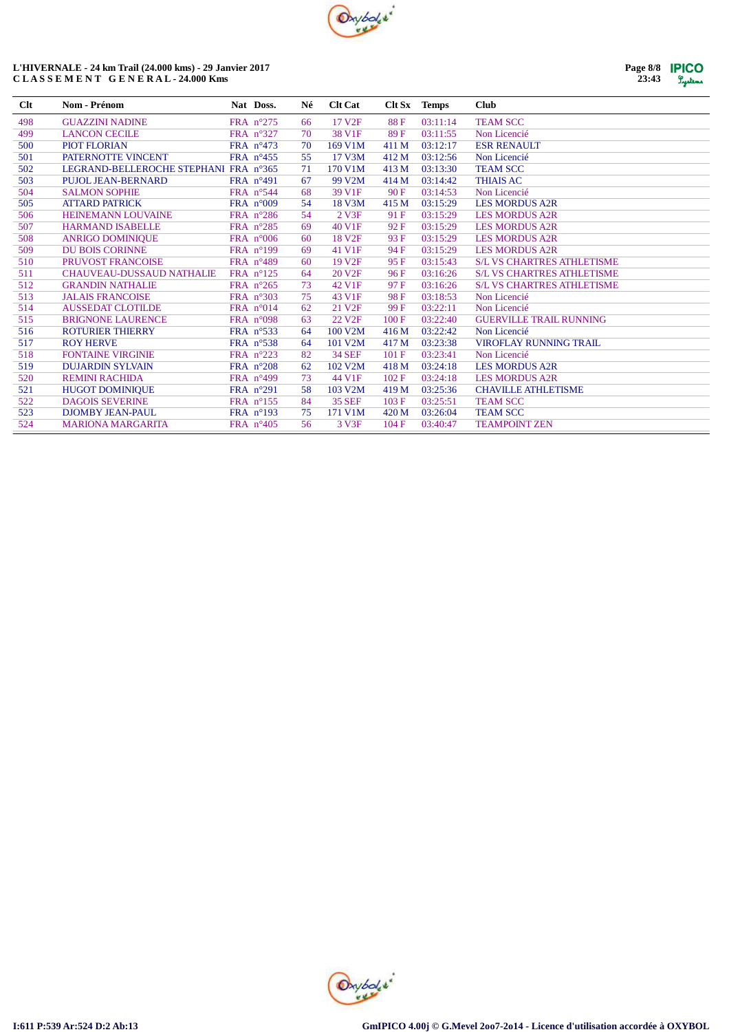**L'HIVERNALE - 24 km Trail (24.000 kms) - 29 Janvier 2017**
**C L A S S E M E N T  G E N E R A L - 24.000 Kms**

| Clt | Nom - Prénom | Nat | Doss. | Né | Clt Cat | Clt Sx | Temps | Club |
|---|---|---|---|---|---|---|---|---|
| 498 | GUAZZINI NADINE | FRA | n°275 | 66 | 17 V2F | 88 F | 03:11:14 | TEAM SCC |
| 499 | LANCON CECILE | FRA | n°327 | 70 | 38 V1F | 89 F | 03:11:55 | Non Licencié |
| 500 | PIOT FLORIAN | FRA | n°473 | 70 | 169 V1M | 411 M | 03:12:17 | ESR RENAULT |
| 501 | PATERNOTTE VINCENT | FRA | n°455 | 55 | 17 V3M | 412 M | 03:12:56 | Non Licencié |
| 502 | LEGRAND-BELLEROCHE STEPHANI | FRA | n°365 | 71 | 170 V1M | 413 M | 03:13:30 | TEAM SCC |
| 503 | PUJOL JEAN-BERNARD | FRA | n°491 | 67 | 99 V2M | 414 M | 03:14:42 | THIAIS AC |
| 504 | SALMON SOPHIE | FRA | n°544 | 68 | 39 V1F | 90 F | 03:14:53 | Non Licencié |
| 505 | ATTARD PATRICK | FRA | n°009 | 54 | 18 V3M | 415 M | 03:15:29 | LES MORDUS A2R |
| 506 | HEINEMANN LOUVAINE | FRA | n°286 | 54 | 2 V3F | 91 F | 03:15:29 | LES MORDUS A2R |
| 507 | HARMAND ISABELLE | FRA | n°285 | 69 | 40 V1F | 92 F | 03:15:29 | LES MORDUS A2R |
| 508 | ANRIGO DOMINIQUE | FRA | n°006 | 60 | 18 V2F | 93 F | 03:15:29 | LES MORDUS A2R |
| 509 | DU BOIS CORINNE | FRA | n°199 | 69 | 41 V1F | 94 F | 03:15:29 | LES MORDUS A2R |
| 510 | PRUVOST FRANCOISE | FRA | n°489 | 60 | 19 V2F | 95 F | 03:15:43 | S/L VS CHARTRES ATHLETISME |
| 511 | CHAUVEAU-DUSSAUD NATHALIE | FRA | n°125 | 64 | 20 V2F | 96 F | 03:16:26 | S/L VS CHARTRES ATHLETISME |
| 512 | GRANDIN NATHALIE | FRA | n°265 | 73 | 42 V1F | 97 F | 03:16:26 | S/L VS CHARTRES ATHLETISME |
| 513 | JALAIS FRANCOISE | FRA | n°303 | 75 | 43 V1F | 98 F | 03:18:53 | Non Licencié |
| 514 | AUSSEDAT CLOTILDE | FRA | n°014 | 62 | 21 V2F | 99 F | 03:22:11 | Non Licencié |
| 515 | BRIGNONE LAURENCE | FRA | n°098 | 63 | 22 V2F | 100 F | 03:22:40 | GUERVILLE TRAIL RUNNING |
| 516 | ROTURIER THIERRY | FRA | n°533 | 64 | 100 V2M | 416 M | 03:22:42 | Non Licencié |
| 517 | ROY HERVE | FRA | n°538 | 64 | 101 V2M | 417 M | 03:23:38 | VIROFLAY RUNNING TRAIL |
| 518 | FONTAINE VIRGINIE | FRA | n°223 | 82 | 34 SEF | 101 F | 03:23:41 | Non Licencié |
| 519 | DUJARDIN SYLVAIN | FRA | n°208 | 62 | 102 V2M | 418 M | 03:24:18 | LES MORDUS A2R |
| 520 | REMINI RACHIDA | FRA | n°499 | 73 | 44 V1F | 102 F | 03:24:18 | LES MORDUS A2R |
| 521 | HUGOT DOMINIQUE | FRA | n°291 | 58 | 103 V2M | 419 M | 03:25:36 | CHAVILLE ATHLETISME |
| 522 | DAGOIS SEVERINE | FRA | n°155 | 84 | 35 SEF | 103 F | 03:25:51 | TEAM SCC |
| 523 | DJOMBY JEAN-PAUL | FRA | n°193 | 75 | 171 V1M | 420 M | 03:26:04 | TEAM SCC |
| 524 | MARIONA MARGARITA | FRA | n°405 | 56 | 3 V3F | 104 F | 03:40:47 | TEAMPOINT ZEN |

I:611 P:539 Ar:524 D:2 Ab:13

GmIPICO 4.00j © G.Mevel 2oo7-2o14 - Licence d'utilisation accordée à OXYBOL